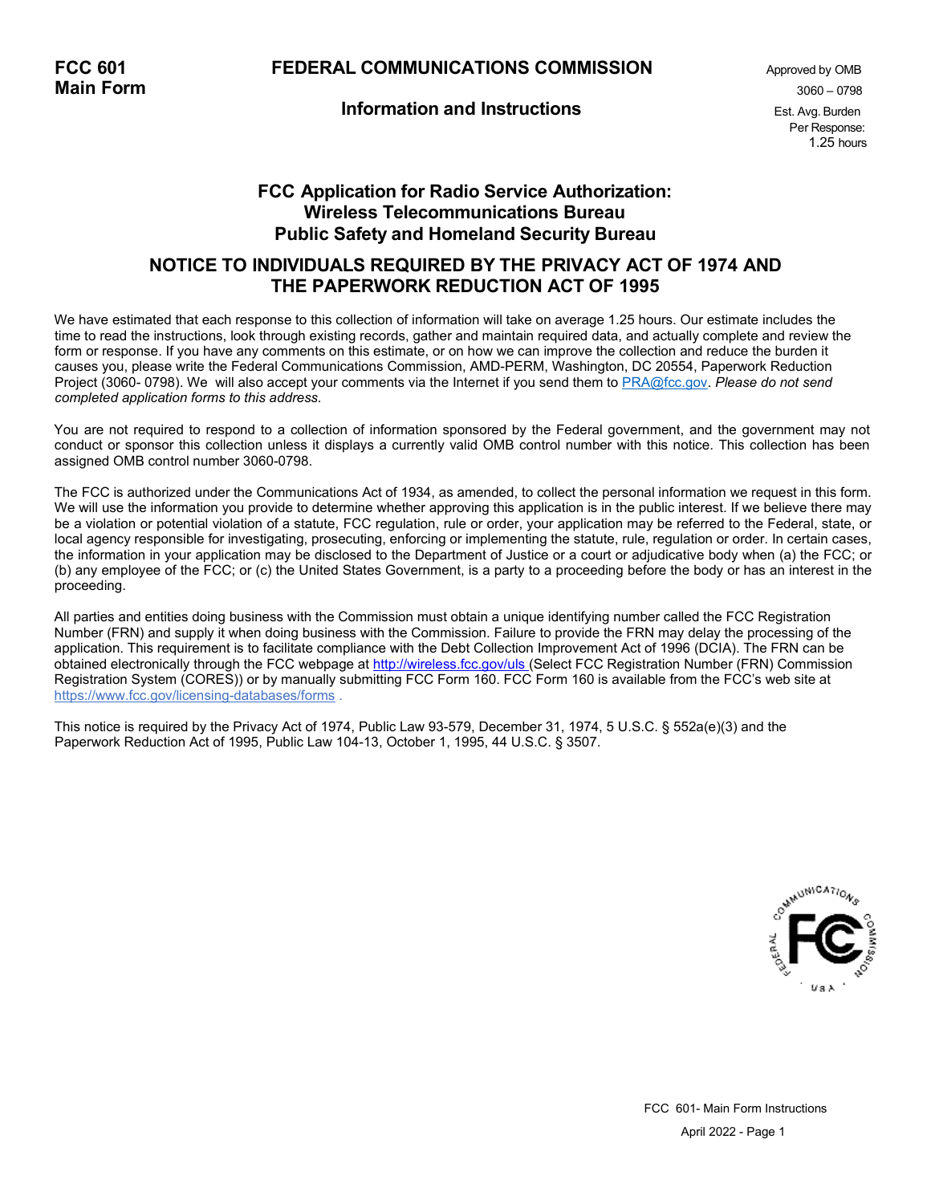**FCC 601**
**Main Form**

# FEDERAL COMMUNICATIONS COMMISSION

## Information and Instructions

Approved by OMB
3060 – 0798

Est. Avg. Burden
Per Response:
1.25 hours

## FCC Application for Radio Service Authorization: Wireless Telecommunications Bureau Public Safety and Homeland Security Bureau

## NOTICE TO INDIVIDUALS REQUIRED BY THE PRIVACY ACT OF 1974 AND THE PAPERWORK REDUCTION ACT OF 1995

We have estimated that each response to this collection of information will take on average 1.25 hours. Our estimate includes the time to read the instructions, look through existing records, gather and maintain required data, and actually complete and review the form or response. If you have any comments on this estimate, or on how we can improve the collection and reduce the burden it causes you, please write the Federal Communications Commission, AMD-PERM, Washington, DC 20554, Paperwork Reduction Project (3060- 0798). We will also accept your comments via the Internet if you send them to PRA@fcc.gov. *Please do not send completed application forms to this address.*

You are not required to respond to a collection of information sponsored by the Federal government, and the government may not conduct or sponsor this collection unless it displays a currently valid OMB control number with this notice. This collection has been assigned OMB control number 3060-0798.

The FCC is authorized under the Communications Act of 1934, as amended, to collect the personal information we request in this form. We will use the information you provide to determine whether approving this application is in the public interest. If we believe there may be a violation or potential violation of a statute, FCC regulation, rule or order, your application may be referred to the Federal, state, or local agency responsible for investigating, prosecuting, enforcing or implementing the statute, rule, regulation or order. In certain cases, the information in your application may be disclosed to the Department of Justice or a court or adjudicative body when (a) the FCC; or (b) any employee of the FCC; or (c) the United States Government, is a party to a proceeding before the body or has an interest in the proceeding.

All parties and entities doing business with the Commission must obtain a unique identifying number called the FCC Registration Number (FRN) and supply it when doing business with the Commission. Failure to provide the FRN may delay the processing of the application. This requirement is to facilitate compliance with the Debt Collection Improvement Act of 1996 (DCIA). The FRN can be obtained electronically through the FCC webpage at http://wireless.fcc.gov/uls (Select FCC Registration Number (FRN) Commission Registration System (CORES)) or by manually submitting FCC Form 160. FCC Form 160 is available from the FCC's web site at https://www.fcc.gov/licensing-databases/forms .

This notice is required by the Privacy Act of 1974, Public Law 93-579, December 31, 1974, 5 U.S.C. § 552a(e)(3) and the Paperwork Reduction Act of 1995, Public Law 104-13, October 1, 1995, 44 U.S.C. § 3507.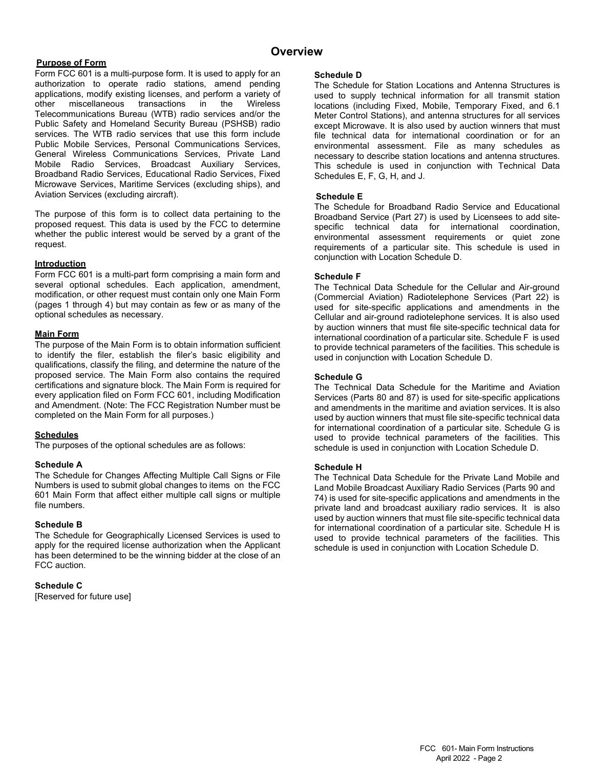# Overview

## Purpose of Form

Form FCC 601 is a multi-purpose form. It is used to apply for an authorization to operate radio stations, amend pending applications, modify existing licenses, and perform a variety of other miscellaneous transactions in the Wireless Telecommunications Bureau (WTB) radio services and/or the Public Safety and Homeland Security Bureau (PSHSB) radio services. The WTB radio services that use this form include Public Mobile Services, Personal Communications Services, General Wireless Communications Services, Private Land Mobile Radio Services, Broadcast Auxiliary Services, Broadband Radio Services, Educational Radio Services, Fixed Microwave Services, Maritime Services (excluding ships), and Aviation Services (excluding aircraft).

The purpose of this form is to collect data pertaining to the proposed request. This data is used by the FCC to determine whether the public interest would be served by a grant of the request.

## Introduction

Form FCC 601 is a multi-part form comprising a main form and several optional schedules. Each application, amendment, modification, or other request must contain only one Main Form (pages 1 through 4) but may contain as few or as many of the optional schedules as necessary.

## Main Form

The purpose of the Main Form is to obtain information sufficient to identify the filer, establish the filer's basic eligibility and qualifications, classify the filing, and determine the nature of the proposed service. The Main Form also contains the required certifications and signature block. The Main Form is required for every application filed on Form FCC 601, including Modification and Amendment. (Note: The FCC Registration Number must be completed on the Main Form for all purposes.)

## Schedules

The purposes of the optional schedules are as follows:

### Schedule A

The Schedule for Changes Affecting Multiple Call Signs or File Numbers is used to submit global changes to items on the FCC 601 Main Form that affect either multiple call signs or multiple file numbers.

### Schedule B

The Schedule for Geographically Licensed Services is used to apply for the required license authorization when the Applicant has been determined to be the winning bidder at the close of an FCC auction.

### Schedule C

[Reserved for future use]

### Schedule D

The Schedule for Station Locations and Antenna Structures is used to supply technical information for all transmit station locations (including Fixed, Mobile, Temporary Fixed, and 6.1 Meter Control Stations), and antenna structures for all services except Microwave. It is also used by auction winners that must file technical data for international coordination or for an environmental assessment. File as many schedules as necessary to describe station locations and antenna structures. This schedule is used in conjunction with Technical Data Schedules E, F, G, H, and J.

### Schedule E

The Schedule for Broadband Radio Service and Educational Broadband Service (Part 27) is used by Licensees to add site-specific technical data for international coordination, environmental assessment requirements or quiet zone requirements of a particular site. This schedule is used in conjunction with Location Schedule D.

### Schedule F

The Technical Data Schedule for the Cellular and Air-ground (Commercial Aviation) Radiotelephone Services (Part 22) is used for site-specific applications and amendments in the Cellular and air-ground radiotelephone services. It is also used by auction winners that must file site-specific technical data for international coordination of a particular site. Schedule F is used to provide technical parameters of the facilities. This schedule is used in conjunction with Location Schedule D.

### Schedule G

The Technical Data Schedule for the Maritime and Aviation Services (Parts 80 and 87) is used for site-specific applications and amendments in the maritime and aviation services. It is also used by auction winners that must file site-specific technical data for international coordination of a particular site. Schedule G is used to provide technical parameters of the facilities. This schedule is used in conjunction with Location Schedule D.

### Schedule H

The Technical Data Schedule for the Private Land Mobile and Land Mobile Broadcast Auxiliary Radio Services (Parts 90 and 74) is used for site-specific applications and amendments in the private land and broadcast auxiliary radio services. It is also used by auction winners that must file site-specific technical data for international coordination of a particular site. Schedule H is used to provide technical parameters of the facilities. This schedule is used in conjunction with Location Schedule D.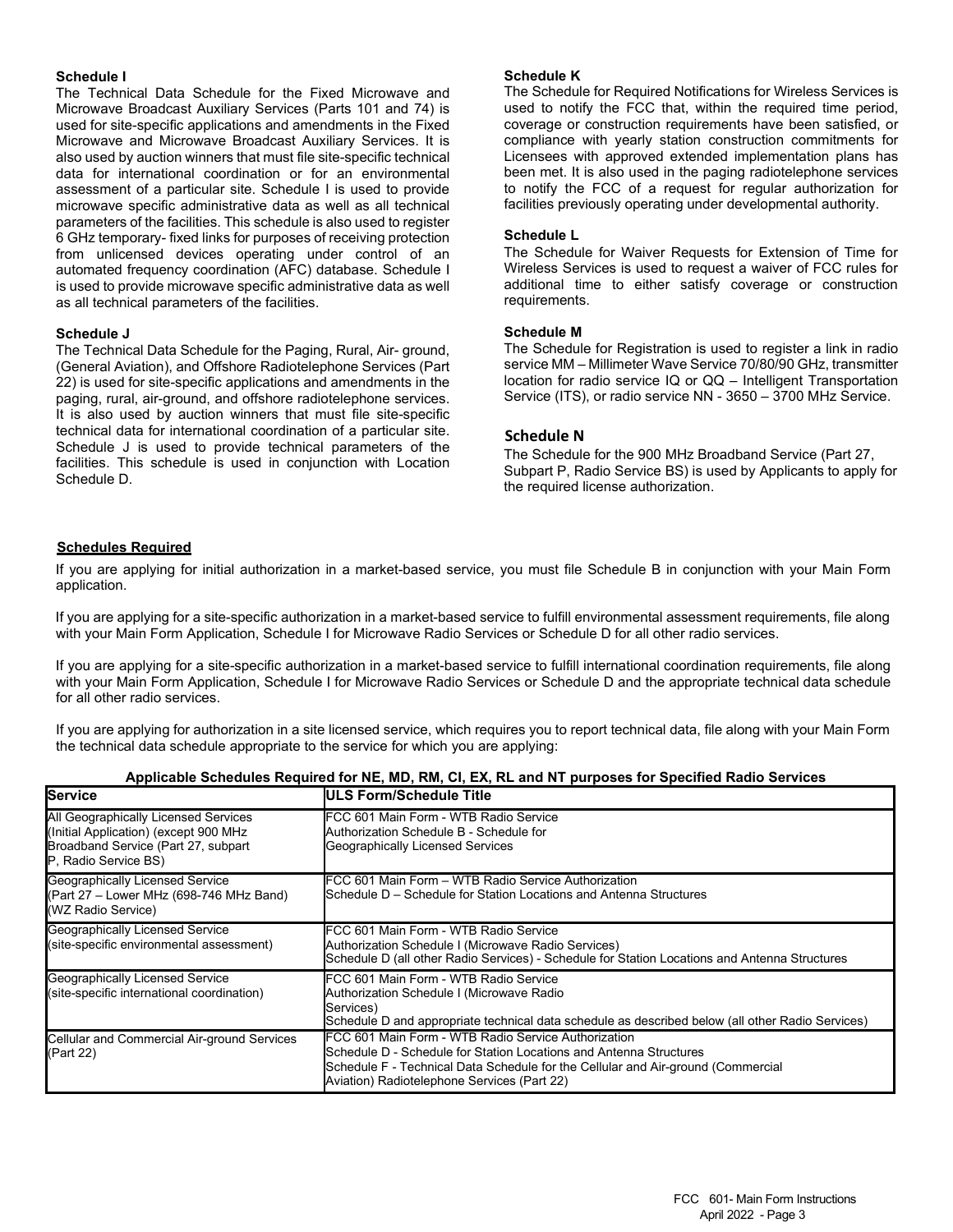### Schedule I

The Technical Data Schedule for the Fixed Microwave and Microwave Broadcast Auxiliary Services (Parts 101 and 74) is used for site-specific applications and amendments in the Fixed Microwave and Microwave Broadcast Auxiliary Services. It is also used by auction winners that must file site-specific technical data for international coordination or for an environmental assessment of a particular site. Schedule I is used to provide microwave specific administrative data as well as all technical parameters of the facilities. This schedule is also used to register 6 GHz temporary- fixed links for purposes of receiving protection from unlicensed devices operating under control of an automated frequency coordination (AFC) database. Schedule I is used to provide microwave specific administrative data as well as all technical parameters of the facilities.

### Schedule J

The Technical Data Schedule for the Paging, Rural, Air- ground, (General Aviation), and Offshore Radiotelephone Services (Part 22) is used for site-specific applications and amendments in the paging, rural, air-ground, and offshore radiotelephone services. It is also used by auction winners that must file site-specific technical data for international coordination of a particular site. Schedule J is used to provide technical parameters of the facilities. This schedule is used in conjunction with Location Schedule D.

### Schedule K

The Schedule for Required Notifications for Wireless Services is used to notify the FCC that, within the required time period, coverage or construction requirements have been satisfied, or compliance with yearly station construction commitments for Licensees with approved extended implementation plans has been met. It is also used in the paging radiotelephone services to notify the FCC of a request for regular authorization for facilities previously operating under developmental authority.

### Schedule L

The Schedule for Waiver Requests for Extension of Time for Wireless Services is used to request a waiver of FCC rules for additional time to either satisfy coverage or construction requirements.

### Schedule M

The Schedule for Registration is used to register a link in radio service MM – Millimeter Wave Service 70/80/90 GHz, transmitter location for radio service IQ or QQ – Intelligent Transportation Service (ITS), or radio service NN - 3650 – 3700 MHz Service.

### Schedule N

The Schedule for the 900 MHz Broadband Service (Part 27, Subpart P, Radio Service BS) is used by Applicants to apply for the required license authorization.

## Schedules Required

If you are applying for initial authorization in a market-based service, you must file Schedule B in conjunction with your Main Form application.

If you are applying for a site-specific authorization in a market-based service to fulfill environmental assessment requirements, file along with your Main Form Application, Schedule I for Microwave Radio Services or Schedule D for all other radio services.

If you are applying for a site-specific authorization in a market-based service to fulfill international coordination requirements, file along with your Main Form Application, Schedule I for Microwave Radio Services or Schedule D and the appropriate technical data schedule for all other radio services.

If you are applying for authorization in a site licensed service, which requires you to report technical data, file along with your Main Form the technical data schedule appropriate to the service for which you are applying:

**Applicable Schedules Required for NE, MD, RM, CI, EX, RL and NT purposes for Specified Radio Services**

| Service | ULS Form/Schedule Title |
|---|---|
| All Geographically Licensed Services (Initial Application) (except 900 MHz Broadband Service (Part 27, subpart P, Radio Service BS) | FCC 601 Main Form - WTB Radio Service Authorization Schedule B - Schedule for Geographically Licensed Services |
| Geographically Licensed Service (Part 27 – Lower MHz (698-746 MHz Band) (WZ Radio Service) | FCC 601 Main Form – WTB Radio Service Authorization Schedule D – Schedule for Station Locations and Antenna Structures |
| Geographically Licensed Service (site-specific environmental assessment) | FCC 601 Main Form - WTB Radio Service Authorization Schedule I (Microwave Radio Services) Schedule D (all other Radio Services) - Schedule for Station Locations and Antenna Structures |
| Geographically Licensed Service (site-specific international coordination) | FCC 601 Main Form - WTB Radio Service Authorization Schedule I (Microwave Radio Services) Schedule D and appropriate technical data schedule as described below (all other Radio Services) |
| Cellular and Commercial Air-ground Services (Part 22) | FCC 601 Main Form - WTB Radio Service Authorization Schedule D - Schedule for Station Locations and Antenna Structures Schedule F - Technical Data Schedule for the Cellular and Air-ground (Commercial Aviation) Radiotelephone Services (Part 22) |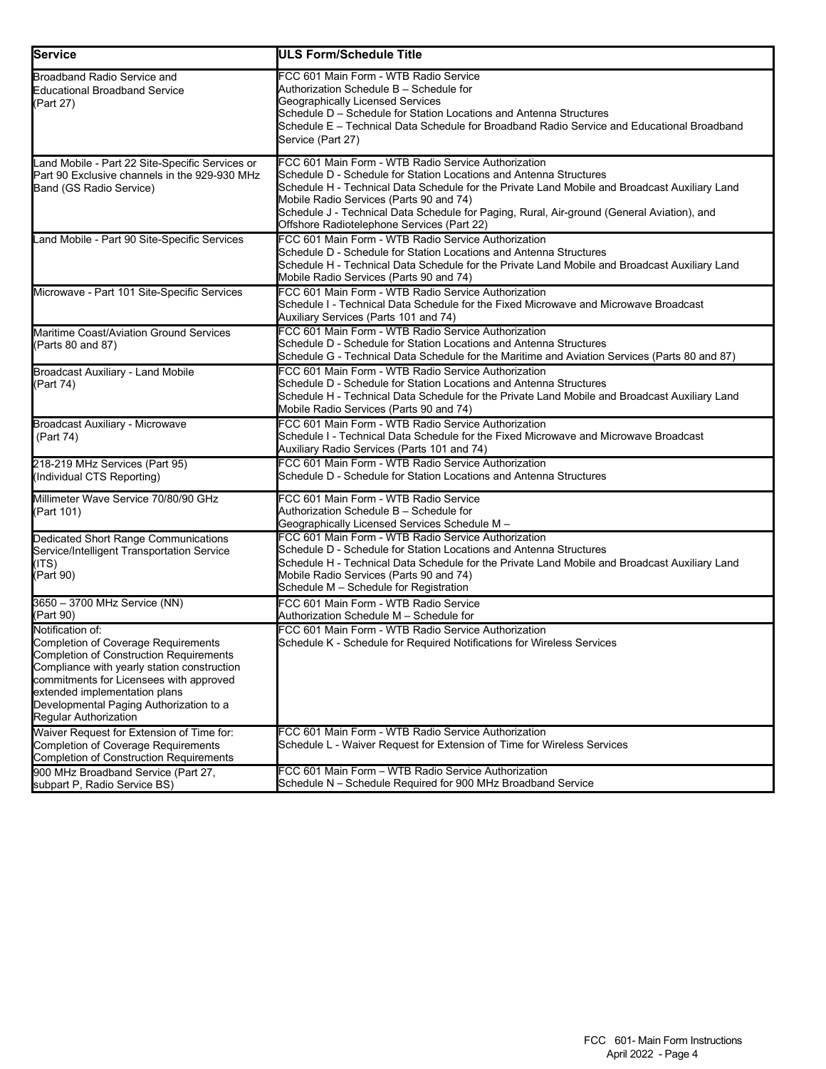| Service | ULS Form/Schedule Title |
|---|---|
| Broadband Radio Service and Educational Broadband Service (Part 27) | FCC 601 Main Form - WTB Radio Service Authorization Schedule B – Schedule for Geographically Licensed Services<br>Schedule D – Schedule for Station Locations and Antenna Structures<br>Schedule E – Technical Data Schedule for Broadband Radio Service and Educational Broadband Service (Part 27) |
| Land Mobile - Part 22 Site-Specific Services or Part 90 Exclusive channels in the 929-930 MHz Band (GS Radio Service) | FCC 601 Main Form - WTB Radio Service Authorization<br>Schedule D - Schedule for Station Locations and Antenna Structures<br>Schedule H - Technical Data Schedule for the Private Land Mobile and Broadcast Auxiliary Land Mobile Radio Services (Parts 90 and 74)<br>Schedule J - Technical Data Schedule for Paging, Rural, Air-ground (General Aviation), and Offshore Radiotelephone Services (Part 22) |
| Land Mobile - Part 90 Site-Specific Services | FCC 601 Main Form - WTB Radio Service Authorization<br>Schedule D - Schedule for Station Locations and Antenna Structures<br>Schedule H - Technical Data Schedule for the Private Land Mobile and Broadcast Auxiliary Land Mobile Radio Services (Parts 90 and 74) |
| Microwave - Part 101 Site-Specific Services | FCC 601 Main Form - WTB Radio Service Authorization<br>Schedule I - Technical Data Schedule for the Fixed Microwave and Microwave Broadcast Auxiliary Services (Parts 101 and 74) |
| Maritime Coast/Aviation Ground Services (Parts 80 and 87) | FCC 601 Main Form - WTB Radio Service Authorization<br>Schedule D - Schedule for Station Locations and Antenna Structures<br>Schedule G - Technical Data Schedule for the Maritime and Aviation Services (Parts 80 and 87) |
| Broadcast Auxiliary - Land Mobile (Part 74) | FCC 601 Main Form - WTB Radio Service Authorization<br>Schedule D - Schedule for Station Locations and Antenna Structures<br>Schedule H - Technical Data Schedule for the Private Land Mobile and Broadcast Auxiliary Land Mobile Radio Services (Parts 90 and 74) |
| Broadcast Auxiliary - Microwave (Part 74) | FCC 601 Main Form - WTB Radio Service Authorization<br>Schedule I - Technical Data Schedule for the Fixed Microwave and Microwave Broadcast Auxiliary Radio Services (Parts 101 and 74) |
| 218-219 MHz Services (Part 95) (Individual CTS Reporting) | FCC 601 Main Form - WTB Radio Service Authorization<br>Schedule D - Schedule for Station Locations and Antenna Structures |
| Millimeter Wave Service 70/80/90 GHz (Part 101) | FCC 601 Main Form - WTB Radio Service Authorization Schedule B – Schedule for Geographically Licensed Services Schedule M – |
| Dedicated Short Range Communications Service/Intelligent Transportation Service (ITS) (Part 90) | FCC 601 Main Form - WTB Radio Service Authorization<br>Schedule D - Schedule for Station Locations and Antenna Structures<br>Schedule H - Technical Data Schedule for the Private Land Mobile and Broadcast Auxiliary Land Mobile Radio Services (Parts 90 and 74)<br>Schedule M – Schedule for Registration |
| 3650 – 3700 MHz Service (NN) (Part 90) | FCC 601 Main Form - WTB Radio Service Authorization Schedule M – Schedule for |
| Notification of:<br>Completion of Coverage Requirements<br>Completion of Construction Requirements<br>Compliance with yearly station construction commitments for Licensees with approved extended implementation plans<br>Developmental Paging Authorization to a Regular Authorization | FCC 601 Main Form - WTB Radio Service Authorization<br>Schedule K - Schedule for Required Notifications for Wireless Services |
| Waiver Request for Extension of Time for:<br>Completion of Coverage Requirements<br>Completion of Construction Requirements | FCC 601 Main Form - WTB Radio Service Authorization<br>Schedule L - Waiver Request for Extension of Time for Wireless Services |
| 900 MHz Broadband Service (Part 27, subpart P, Radio Service BS) | FCC 601 Main Form – WTB Radio Service Authorization<br>Schedule N – Schedule Required for 900 MHz Broadband Service |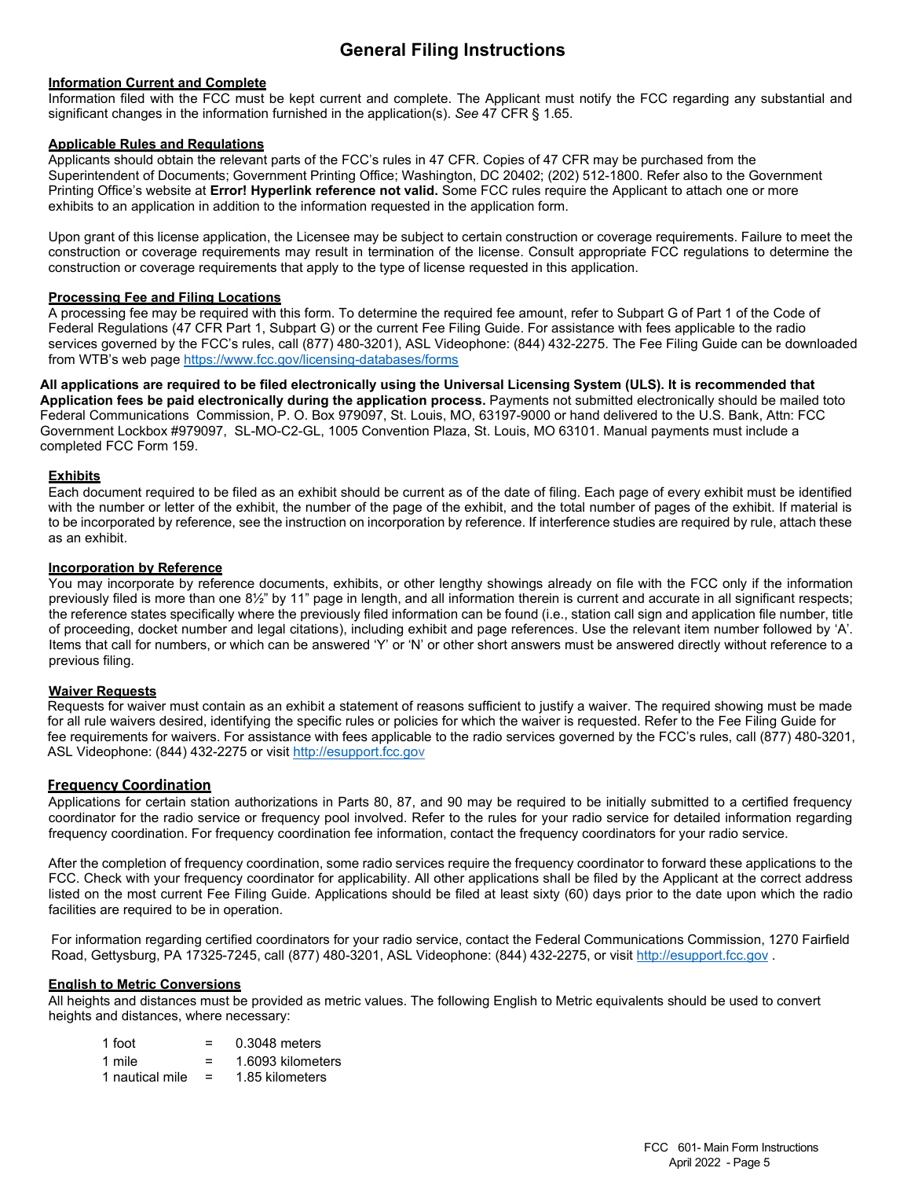# General Filing Instructions

**Information Current and Complete**

Information filed with the FCC must be kept current and complete. The Applicant must notify the FCC regarding any substantial and significant changes in the information furnished in the application(s). *See* 47 CFR § 1.65.

**Applicable Rules and Regulations**

Applicants should obtain the relevant parts of the FCC's rules in 47 CFR. Copies of 47 CFR may be purchased from the Superintendent of Documents; Government Printing Office; Washington, DC 20402; (202) 512-1800. Refer also to the Government Printing Office's website at **Error! Hyperlink reference not valid.** Some FCC rules require the Applicant to attach one or more exhibits to an application in addition to the information requested in the application form.

Upon grant of this license application, the Licensee may be subject to certain construction or coverage requirements. Failure to meet the construction or coverage requirements may result in termination of the license. Consult appropriate FCC regulations to determine the construction or coverage requirements that apply to the type of license requested in this application.

**Processing Fee and Filing Locations**

A processing fee may be required with this form. To determine the required fee amount, refer to Subpart G of Part 1 of the Code of Federal Regulations (47 CFR Part 1, Subpart G) or the current Fee Filing Guide. For assistance with fees applicable to the radio services governed by the FCC's rules, call (877) 480-3201), ASL Videophone: (844) 432-2275. The Fee Filing Guide can be downloaded from WTB's web page https://www.fcc.gov/licensing-databases/forms

**All applications are required to be filed electronically using the Universal Licensing System (ULS). It is recommended that Application fees be paid electronically during the application process.** Payments not submitted electronically should be mailed toto Federal Communications Commission, P. O. Box 979097, St. Louis, MO, 63197-9000 or hand delivered to the U.S. Bank, Attn: FCC Government Lockbox #979097, SL-MO-C2-GL, 1005 Convention Plaza, St. Louis, MO 63101. Manual payments must include a completed FCC Form 159.

**Exhibits**

Each document required to be filed as an exhibit should be current as of the date of filing. Each page of every exhibit must be identified with the number or letter of the exhibit, the number of the page of the exhibit, and the total number of pages of the exhibit. If material is to be incorporated by reference, see the instruction on incorporation by reference. If interference studies are required by rule, attach these as an exhibit.

**Incorporation by Reference**

You may incorporate by reference documents, exhibits, or other lengthy showings already on file with the FCC only if the information previously filed is more than one 8½" by 11" page in length, and all information therein is current and accurate in all significant respects; the reference states specifically where the previously filed information can be found (i.e., station call sign and application file number, title of proceeding, docket number and legal citations), including exhibit and page references. Use the relevant item number followed by 'A'. Items that call for numbers, or which can be answered 'Y' or 'N' or other short answers must be answered directly without reference to a previous filing.

**Waiver Requests**

Requests for waiver must contain as an exhibit a statement of reasons sufficient to justify a waiver. The required showing must be made for all rule waivers desired, identifying the specific rules or policies for which the waiver is requested. Refer to the Fee Filing Guide for fee requirements for waivers. For assistance with fees applicable to the radio services governed by the FCC's rules, call (877) 480-3201, ASL Videophone: (844) 432-2275 or visit http://esupport.fcc.gov

**Frequency Coordination**

Applications for certain station authorizations in Parts 80, 87, and 90 may be required to be initially submitted to a certified frequency coordinator for the radio service or frequency pool involved. Refer to the rules for your radio service for detailed information regarding frequency coordination. For frequency coordination fee information, contact the frequency coordinators for your radio service.

After the completion of frequency coordination, some radio services require the frequency coordinator to forward these applications to the FCC. Check with your frequency coordinator for applicability. All other applications shall be filed by the Applicant at the correct address listed on the most current Fee Filing Guide. Applications should be filed at least sixty (60) days prior to the date upon which the radio facilities are required to be in operation.

For information regarding certified coordinators for your radio service, contact the Federal Communications Commission, 1270 Fairfield Road, Gettysburg, PA 17325-7245, call (877) 480-3201, ASL Videophone: (844) 432-2275, or visit http://esupport.fcc.gov .

**English to Metric Conversions**

All heights and distances must be provided as metric values. The following English to Metric equivalents should be used to convert heights and distances, where necessary:

| | | |
|---|---|---|
| 1 foot | = | 0.3048 meters |
| 1 mile | = | 1.6093 kilometers |
| 1 nautical mile | = | 1.85 kilometers |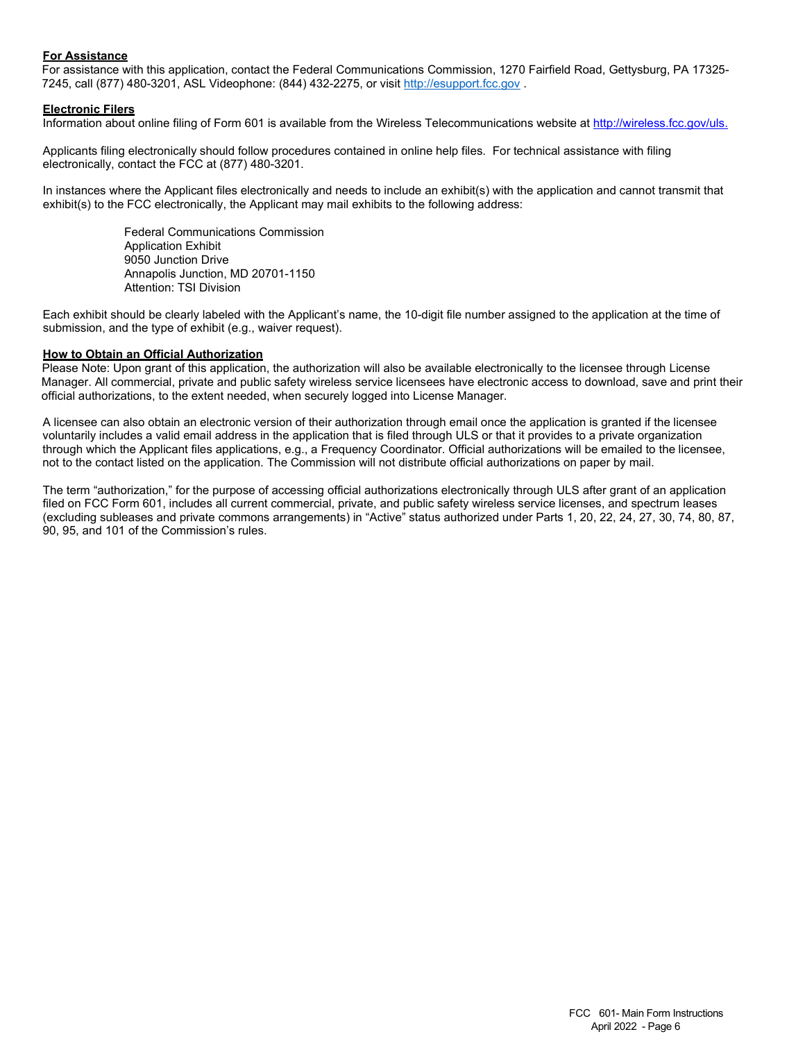**For Assistance**

For assistance with this application, contact the Federal Communications Commission, 1270 Fairfield Road, Gettysburg, PA 17325-7245, call (877) 480-3201, ASL Videophone: (844) 432-2275, or visit http://esupport.fcc.gov .

**Electronic Filers**

Information about online filing of Form 601 is available from the Wireless Telecommunications website at http://wireless.fcc.gov/uls.

Applicants filing electronically should follow procedures contained in online help files. For technical assistance with filing electronically, contact the FCC at (877) 480-3201.

In instances where the Applicant files electronically and needs to include an exhibit(s) with the application and cannot transmit that exhibit(s) to the FCC electronically, the Applicant may mail exhibits to the following address:

Federal Communications Commission
Application Exhibit
9050 Junction Drive
Annapolis Junction, MD 20701-1150
Attention: TSI Division

Each exhibit should be clearly labeled with the Applicant's name, the 10-digit file number assigned to the application at the time of submission, and the type of exhibit (e.g., waiver request).

**How to Obtain an Official Authorization**

Please Note: Upon grant of this application, the authorization will also be available electronically to the licensee through License Manager. All commercial, private and public safety wireless service licensees have electronic access to download, save and print their official authorizations, to the extent needed, when securely logged into License Manager.

A licensee can also obtain an electronic version of their authorization through email once the application is granted if the licensee voluntarily includes a valid email address in the application that is filed through ULS or that it provides to a private organization through which the Applicant files applications, e.g., a Frequency Coordinator. Official authorizations will be emailed to the licensee, not to the contact listed on the application. The Commission will not distribute official authorizations on paper by mail.

The term "authorization," for the purpose of accessing official authorizations electronically through ULS after grant of an application filed on FCC Form 601, includes all current commercial, private, and public safety wireless service licenses, and spectrum leases (excluding subleases and private commons arrangements) in "Active" status authorized under Parts 1, 20, 22, 24, 27, 30, 74, 80, 87, 90, 95, and 101 of the Commission's rules.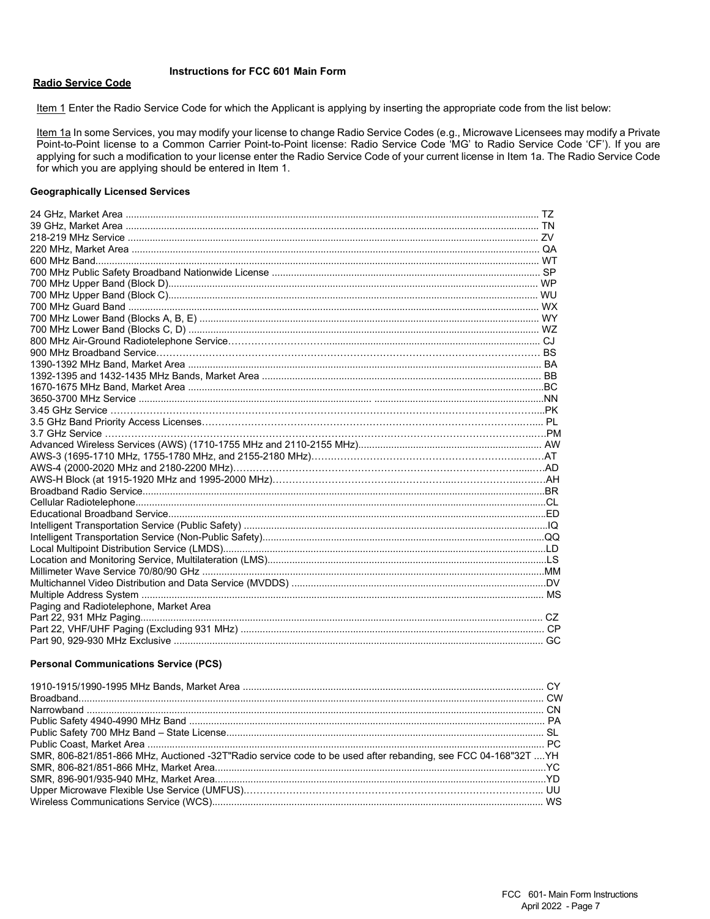## Instructions for FCC 601 Main Form

### Radio Service Code

Item 1 Enter the Radio Service Code for which the Applicant is applying by inserting the appropriate code from the list below:

Item 1a In some Services, you may modify your license to change Radio Service Codes (e.g., Microwave Licensees may modify a Private Point-to-Point license to a Common Carrier Point-to-Point license: Radio Service Code 'MG' to Radio Service Code 'CF'). If you are applying for such a modification to your license enter the Radio Service Code of your current license in Item 1a. The Radio Service Code for which you are applying should be entered in Item 1.

**Geographically Licensed Services**

| Service | Code |
|---|---|
| 24 GHz, Market Area | TZ |
| 39 GHz, Market Area | TN |
| 218-219 MHz Service | ZV |
| 220 MHz, Market Area | QA |
| 600 MHz Band | WT |
| 700 MHz Public Safety Broadband Nationwide License | SP |
| 700 MHz Upper Band (Block D) | WP |
| 700 MHz Upper Band (Block C) | WU |
| 700 MHz Guard Band | WX |
| 700 MHz Lower Band (Blocks A, B, E) | WY |
| 700 MHz Lower Band (Blocks C, D) | WZ |
| 800 MHz Air-Ground Radiotelephone Service | CJ |
| 900 MHz Broadband Service | BS |
| 1390-1392 MHz Band, Market Area | BA |
| 1392-1395 and 1432-1435 MHz Bands, Market Area | BB |
| 1670-1675 MHz Band, Market Area | BC |
| 3650-3700 MHz Service | NN |
| 3.45 GHz Service | PK |
| 3.5 GHz Band Priority Access Licenses | PL |
| 3.7 GHz Service | PM |
| Advanced Wireless Services (AWS) (1710-1755 MHz and 2110-2155 MHz) | AW |
| AWS-3 (1695-1710 MHz, 1755-1780 MHz, and 2155-2180 MHz) | AT |
| AWS-4 (2000-2020 MHz and 2180-2200 MHz) | AD |
| AWS-H Block (at 1915-1920 MHz and 1995-2000 MHz) | AH |
| Broadband Radio Service | BR |
| Cellular Radiotelephone | CL |
| Educational Broadband Service | ED |
| Intelligent Transportation Service (Public Safety) | IQ |
| Intelligent Transportation Service (Non-Public Safety) | QQ |
| Local Multipoint Distribution Service (LMDS) | LD |
| Location and Monitoring Service, Multilateration (LMS) | LS |
| Millimeter Wave Service 70/80/90 GHz | MM |
| Multichannel Video Distribution and Data Service (MVDDS) | DV |
| Multiple Address System | MS |
| Paging and Radiotelephone, Market Area | |
| Part 22, 931 MHz Paging | CZ |
| Part 22, VHF/UHF Paging (Excluding 931 MHz) | CP |
| Part 90, 929-930 MHz Exclusive | GC |

**Personal Communications Service (PCS)**

| Service | Code |
|---|---|
| 1910-1915/1990-1995 MHz Bands, Market Area | CY |
| Broadband | CW |
| Narrowband | CN |
| Public Safety 4940-4990 MHz Band | PA |
| Public Safety 700 MHz Band – State License | SL |
| Public Coast, Market Area | PC |
| SMR, 806-821/851-866 MHz, Auctioned -32T"Radio service code to be used after rebanding, see FCC 04-168"32T | YH |
| SMR, 806-821/851-866 MHz, Market Area | YC |
| SMR, 896-901/935-940 MHz, Market Area | YD |
| Upper Microwave Flexible Use Service (UMFUS) | UU |
| Wireless Communications Service (WCS) | WS |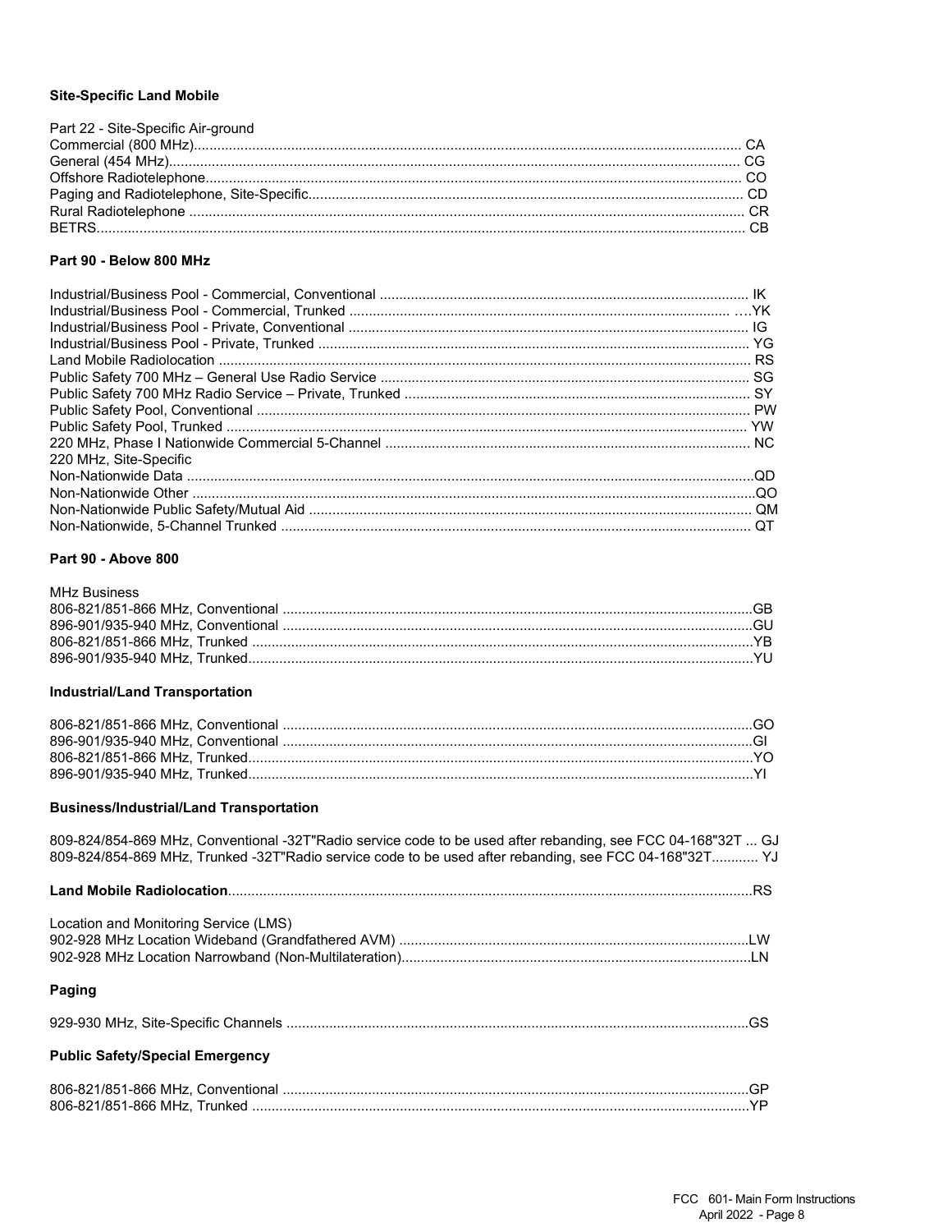### Site-Specific Land Mobile

Part 22 - Site-Specific Air-ground
Commercial (800 MHz)........................................................................................................................................ CA
General (454 MHz)............................................................................................................................................... CG
Offshore Radiotelephone.................................................................................................................................... CO
Paging and Radiotelephone, Site-Specific.......................................................................................................... CD
Rural Radiotelephone ........................................................................................................................................ CR
BETRS................................................................................................................................................................ CB

### Part 90 - Below 800 MHz

Industrial/Business Pool - Commercial, Conventional ........................................................................................ IK
Industrial/Business Pool - Commercial, Trunked ............................................................................................. ….YK
Industrial/Business Pool - Private, Conventional ................................................................................................ IG
Industrial/Business Pool - Private, Trunked ....................................................................................................... YG
Land Mobile Radiolocation .................................................................................................................................. RS
Public Safety 700 MHz – General Use Radio Service ........................................................................................ SG
Public Safety 700 MHz Radio Service – Private, Trunked ................................................................................... SY
Public Safety Pool, Conventional ........................................................................................................................ PW
Public Safety Pool, Trunked ............................................................................................................................... YW
220 MHz, Phase I Nationwide Commercial 5-Channel ........................................................................................ NC
220 MHz, Site-Specific
Non-Nationwide Data ..........................................................................................................................................QD
Non-Nationwide Other .........................................................................................................................................QO
Non-Nationwide Public Safety/Mutual Aid .......................................................................................................... QM
Non-Nationwide, 5-Channel Trunked .................................................................................................................. QT

### Part 90 - Above 800

MHz Business
806-821/851-866 MHz, Conventional .................................................................................................................GB
896-901/935-940 MHz, Conventional .................................................................................................................GU
806-821/851-866 MHz, Trunked .........................................................................................................................YB
896-901/935-940 MHz, Trunked..........................................................................................................................YU

### Industrial/Land Transportation

806-821/851-866 MHz, Conventional .................................................................................................................GO
896-901/935-940 MHz, Conventional .................................................................................................................GI
806-821/851-866 MHz, Trunked..........................................................................................................................YO
896-901/935-940 MHz, Trunked..........................................................................................................................YI

### Business/Industrial/Land Transportation

809-824/854-869 MHz, Conventional -32T"Radio service code to be used after rebanding, see FCC 04-168"32T ... GJ
809-824/854-869 MHz, Trunked -32T"Radio service code to be used after rebanding, see FCC 04-168"32T............ YJ

**Land Mobile Radiolocation**...............................................................................................................................RS

Location and Monitoring Service (LMS)
902-928 MHz Location Wideband (Grandfathered AVM) ....................................................................................LW
902-928 MHz Location Narrowband (Non-Multilateration)....................................................................................LN

### Paging

929-930 MHz, Site-Specific Channels ................................................................................................................GS

### Public Safety/Special Emergency

806-821/851-866 MHz, Conventional .................................................................................................................GP
806-821/851-866 MHz, Trunked .........................................................................................................................YP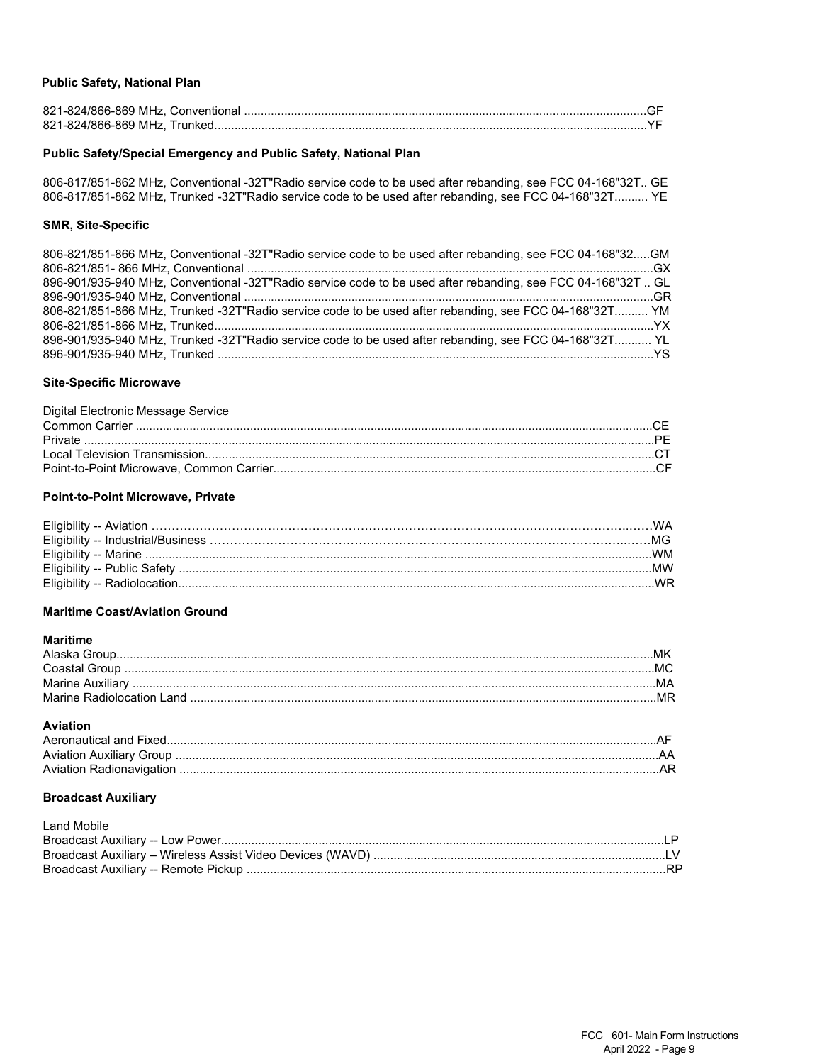**Public Safety, National Plan**

821-824/866-869 MHz, Conventional ........................................................................................................................GF
821-824/866-869 MHz, Trunked..................................................................................................................................YF

**Public Safety/Special Emergency and Public Safety, National Plan**

806-817/851-862 MHz, Conventional -32T"Radio service code to be used after rebanding, see FCC 04-168"32T.. GE
806-817/851-862 MHz, Trunked -32T"Radio service code to be used after rebanding, see FCC 04-168"32T.......... YE

**SMR, Site-Specific**

806-821/851-866 MHz, Conventional -32T"Radio service code to be used after rebanding, see FCC 04-168"32.....GM
806-821/851- 866 MHz, Conventional .........................................................................................................................GX
896-901/935-940 MHz, Conventional -32T"Radio service code to be used after rebanding, see FCC 04-168"32T .. GL
896-901/935-940 MHz, Conventional .........................................................................................................................GR
806-821/851-866 MHz, Trunked -32T"Radio service code to be used after rebanding, see FCC 04-168"32T.......... YM
806-821/851-866 MHz, Trunked...................................................................................................................................YX
896-901/935-940 MHz, Trunked -32T"Radio service code to be used after rebanding, see FCC 04-168"32T........... YL
896-901/935-940 MHz, Trunked ..................................................................................................................................YS

**Site-Specific Microwave**

Digital Electronic Message Service
Common Carrier .........................................................................................................................................................CE
Private .........................................................................................................................................................................PE
Local Television Transmission.....................................................................................................................................CT
Point-to-Point Microwave, Common Carrier..................................................................................................................CF

**Point-to-Point Microwave, Private**

Eligibility -- Aviation ………………………………………………………………………………………………………..……WA
Eligibility -- Industrial/Business ……………………………………………………………………………………………..…MG
Eligibility -- Marine ......................................................................................................................................................WM
Eligibility -- Public Safety ............................................................................................................................................MW
Eligibility -- Radiolocation.............................................................................................................................................WR

**Maritime Coast/Aviation Ground**

**Maritime**

Alaska Group...............................................................................................................................................................MK
Coastal Group .............................................................................................................................................................MC
Marine Auxiliary ...........................................................................................................................................................MA
Marine Radiolocation Land ..........................................................................................................................................MR

**Aviation**

Aeronautical and Fixed..................................................................................................................................................AF
Aviation Auxiliary Group ...............................................................................................................................................AA
Aviation Radionavigation ..............................................................................................................................................AR

**Broadcast Auxiliary**

Land Mobile
Broadcast Auxiliary -- Low Power...................................................................................................................................LP
Broadcast Auxiliary – Wireless Assist Video Devices (WAVD) ......................................................................................LV
Broadcast Auxiliary -- Remote Pickup ............................................................................................................................RP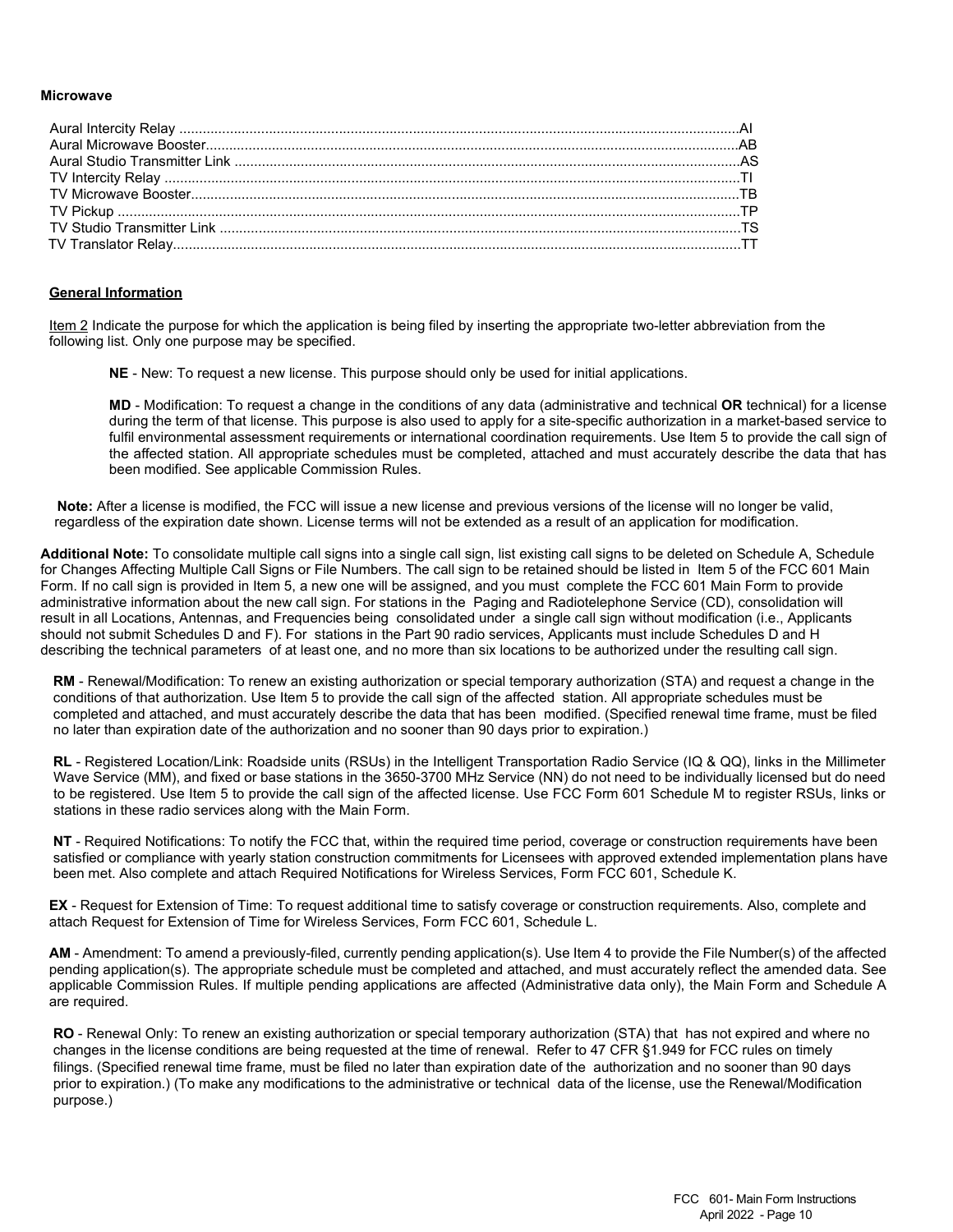**Microwave**

Aural Intercity Relay ............................................................................................................................................AI
Aural Microwave Booster......................................................................................................................................AB
Aural Studio Transmitter Link ..............................................................................................................................AS
TV Intercity Relay .................................................................................................................................................TI
TV Microwave Booster..........................................................................................................................................TB
TV Pickup .............................................................................................................................................................TP
TV Studio Transmitter Link ...................................................................................................................................TS
TV Translator Relay...............................................................................................................................................TT

**General Information**

Item 2 Indicate the purpose for which the application is being filed by inserting the appropriate two-letter abbreviation from the following list. Only one purpose may be specified.

**NE** - New: To request a new license. This purpose should only be used for initial applications.

**MD** - Modification: To request a change in the conditions of any data (administrative and technical **OR** technical) for a license during the term of that license. This purpose is also used to apply for a site-specific authorization in a market-based service to fulfil environmental assessment requirements or international coordination requirements. Use Item 5 to provide the call sign of the affected station. All appropriate schedules must be completed, attached and must accurately describe the data that has been modified. See applicable Commission Rules.

**Note:** After a license is modified, the FCC will issue a new license and previous versions of the license will no longer be valid, regardless of the expiration date shown. License terms will not be extended as a result of an application for modification.

**Additional Note:** To consolidate multiple call signs into a single call sign, list existing call signs to be deleted on Schedule A, Schedule for Changes Affecting Multiple Call Signs or File Numbers. The call sign to be retained should be listed in Item 5 of the FCC 601 Main Form. If no call sign is provided in Item 5, a new one will be assigned, and you must complete the FCC 601 Main Form to provide administrative information about the new call sign. For stations in the Paging and Radiotelephone Service (CD), consolidation will result in all Locations, Antennas, and Frequencies being consolidated under a single call sign without modification (i.e., Applicants should not submit Schedules D and F). For stations in the Part 90 radio services, Applicants must include Schedules D and H describing the technical parameters of at least one, and no more than six locations to be authorized under the resulting call sign.

**RM** - Renewal/Modification: To renew an existing authorization or special temporary authorization (STA) and request a change in the conditions of that authorization. Use Item 5 to provide the call sign of the affected station. All appropriate schedules must be completed and attached, and must accurately describe the data that has been modified. (Specified renewal time frame, must be filed no later than expiration date of the authorization and no sooner than 90 days prior to expiration.)

**RL** - Registered Location/Link: Roadside units (RSUs) in the Intelligent Transportation Radio Service (IQ & QQ), links in the Millimeter Wave Service (MM), and fixed or base stations in the 3650-3700 MHz Service (NN) do not need to be individually licensed but do need to be registered. Use Item 5 to provide the call sign of the affected license. Use FCC Form 601 Schedule M to register RSUs, links or stations in these radio services along with the Main Form.

**NT** - Required Notifications: To notify the FCC that, within the required time period, coverage or construction requirements have been satisfied or compliance with yearly station construction commitments for Licensees with approved extended implementation plans have been met. Also complete and attach Required Notifications for Wireless Services, Form FCC 601, Schedule K.

**EX** - Request for Extension of Time: To request additional time to satisfy coverage or construction requirements. Also, complete and attach Request for Extension of Time for Wireless Services, Form FCC 601, Schedule L.

**AM** - Amendment: To amend a previously-filed, currently pending application(s). Use Item 4 to provide the File Number(s) of the affected pending application(s). The appropriate schedule must be completed and attached, and must accurately reflect the amended data. See applicable Commission Rules. If multiple pending applications are affected (Administrative data only), the Main Form and Schedule A are required.

**RO** - Renewal Only: To renew an existing authorization or special temporary authorization (STA) that has not expired and where no changes in the license conditions are being requested at the time of renewal. Refer to 47 CFR §1.949 for FCC rules on timely filings. (Specified renewal time frame, must be filed no later than expiration date of the authorization and no sooner than 90 days prior to expiration.) (To make any modifications to the administrative or technical data of the license, use the Renewal/Modification purpose.)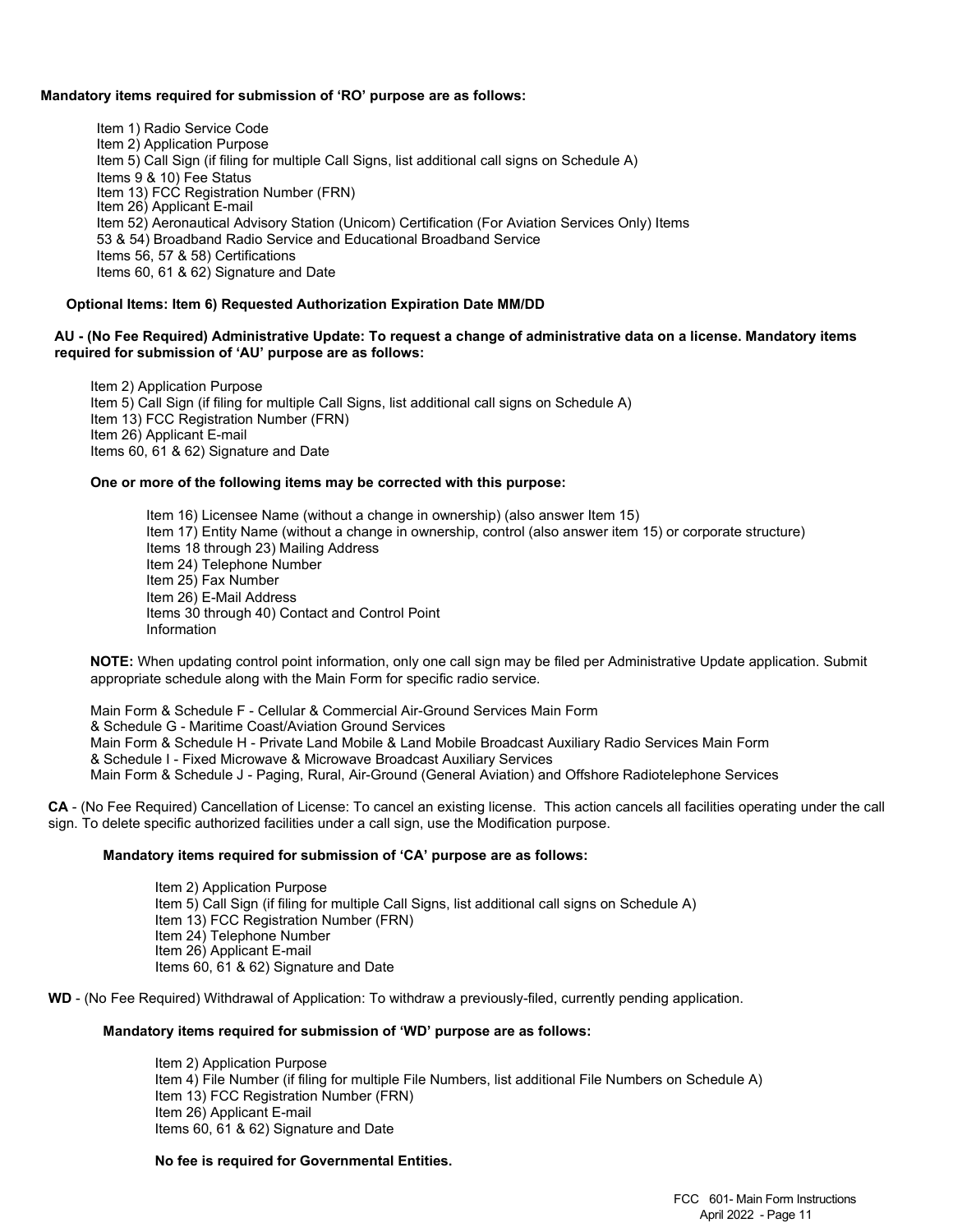**Mandatory items required for submission of 'RO' purpose are as follows:**

Item 1) Radio Service Code
Item 2) Application Purpose
Item 5) Call Sign (if filing for multiple Call Signs, list additional call signs on Schedule A)
Items 9 & 10) Fee Status
Item 13) FCC Registration Number (FRN)
Item 26) Applicant E-mail
Item 52) Aeronautical Advisory Station (Unicom) Certification (For Aviation Services Only) Items 53 & 54) Broadband Radio Service and Educational Broadband Service
Items 56, 57 & 58) Certifications
Items 60, 61 & 62) Signature and Date

**Optional Items: Item 6) Requested Authorization Expiration Date MM/DD**

**AU - (No Fee Required) Administrative Update: To request a change of administrative data on a license. Mandatory items required for submission of 'AU' purpose are as follows:**

Item 2) Application Purpose
Item 5) Call Sign (if filing for multiple Call Signs, list additional call signs on Schedule A)
Item 13) FCC Registration Number (FRN)
Item 26) Applicant E-mail
Items 60, 61 & 62) Signature and Date

**One or more of the following items may be corrected with this purpose:**

Item 16) Licensee Name (without a change in ownership) (also answer Item 15)
Item 17) Entity Name (without a change in ownership, control (also answer item 15) or corporate structure)
Items 18 through 23) Mailing Address
Item 24) Telephone Number
Item 25) Fax Number
Item 26) E-Mail Address
Items 30 through 40) Contact and Control Point Information

**NOTE:** When updating control point information, only one call sign may be filed per Administrative Update application. Submit appropriate schedule along with the Main Form for specific radio service.

Main Form & Schedule F - Cellular & Commercial Air-Ground Services Main Form
& Schedule G - Maritime Coast/Aviation Ground Services
Main Form & Schedule H - Private Land Mobile & Land Mobile Broadcast Auxiliary Radio Services Main Form
& Schedule I - Fixed Microwave & Microwave Broadcast Auxiliary Services
Main Form & Schedule J - Paging, Rural, Air-Ground (General Aviation) and Offshore Radiotelephone Services

**CA** - (No Fee Required) Cancellation of License: To cancel an existing license. This action cancels all facilities operating under the call sign. To delete specific authorized facilities under a call sign, use the Modification purpose.

**Mandatory items required for submission of 'CA' purpose are as follows:**

Item 2) Application Purpose
Item 5) Call Sign (if filing for multiple Call Signs, list additional call signs on Schedule A)
Item 13) FCC Registration Number (FRN)
Item 24) Telephone Number
Item 26) Applicant E-mail
Items 60, 61 & 62) Signature and Date

**WD** - (No Fee Required) Withdrawal of Application: To withdraw a previously-filed, currently pending application.

**Mandatory items required for submission of 'WD' purpose are as follows:**

Item 2) Application Purpose
Item 4) File Number (if filing for multiple File Numbers, list additional File Numbers on Schedule A)
Item 13) FCC Registration Number (FRN)
Item 26) Applicant E-mail
Items 60, 61 & 62) Signature and Date

**No fee is required for Governmental Entities.**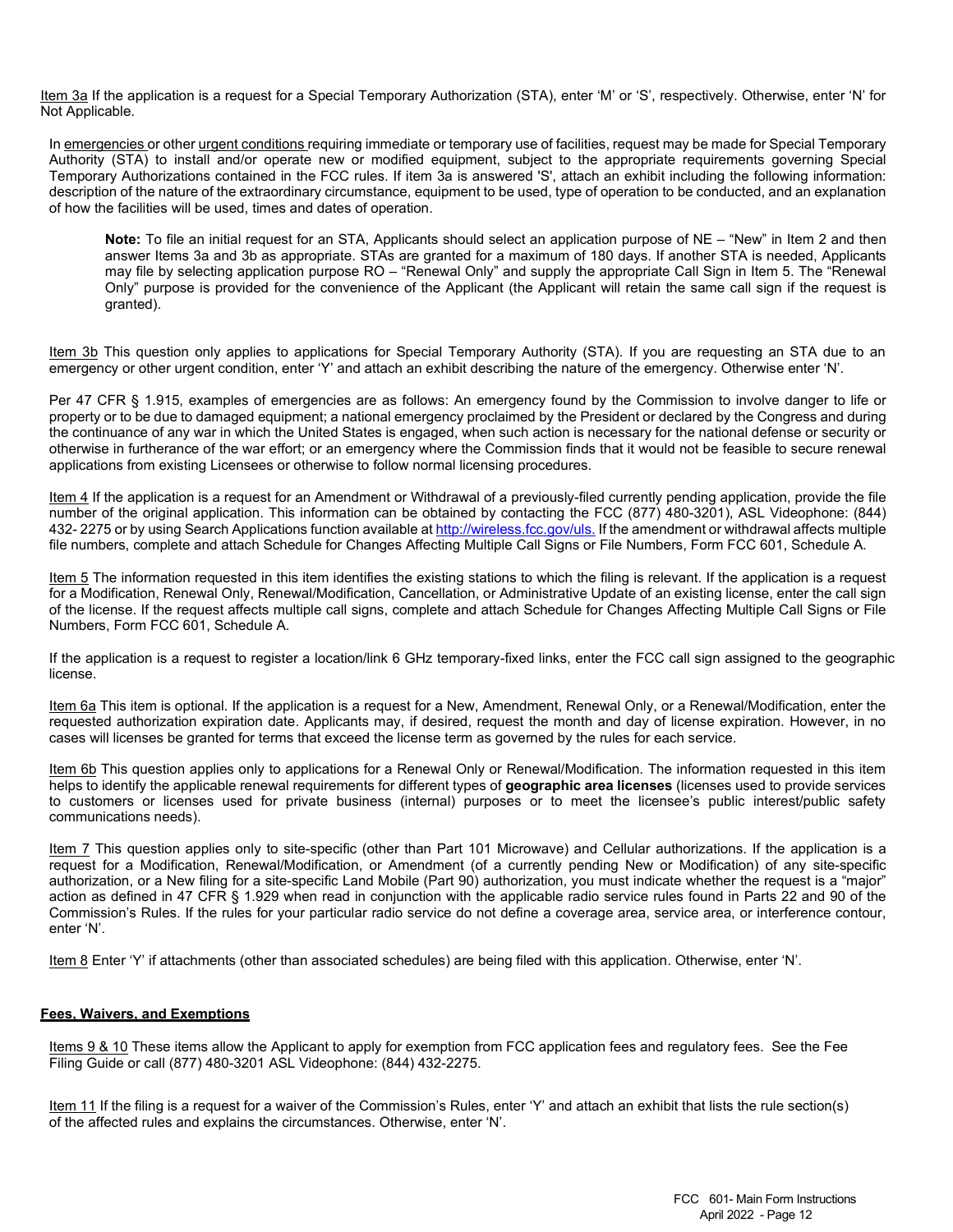Item 3a If the application is a request for a Special Temporary Authorization (STA), enter 'M' or 'S', respectively. Otherwise, enter 'N' for Not Applicable.

In emergencies or other urgent conditions requiring immediate or temporary use of facilities, request may be made for Special Temporary Authority (STA) to install and/or operate new or modified equipment, subject to the appropriate requirements governing Special Temporary Authorizations contained in the FCC rules. If item 3a is answered 'S', attach an exhibit including the following information: description of the nature of the extraordinary circumstance, equipment to be used, type of operation to be conducted, and an explanation of how the facilities will be used, times and dates of operation.

> **Note:** To file an initial request for an STA, Applicants should select an application purpose of NE – "New" in Item 2 and then answer Items 3a and 3b as appropriate. STAs are granted for a maximum of 180 days. If another STA is needed, Applicants may file by selecting application purpose RO – "Renewal Only" and supply the appropriate Call Sign in Item 5. The "Renewal Only" purpose is provided for the convenience of the Applicant (the Applicant will retain the same call sign if the request is granted).

Item 3b This question only applies to applications for Special Temporary Authority (STA). If you are requesting an STA due to an emergency or other urgent condition, enter 'Y' and attach an exhibit describing the nature of the emergency. Otherwise enter 'N'.

Per 47 CFR § 1.915, examples of emergencies are as follows: An emergency found by the Commission to involve danger to life or property or to be due to damaged equipment; a national emergency proclaimed by the President or declared by the Congress and during the continuance of any war in which the United States is engaged, when such action is necessary for the national defense or security or otherwise in furtherance of the war effort; or an emergency where the Commission finds that it would not be feasible to secure renewal applications from existing Licensees or otherwise to follow normal licensing procedures.

Item 4 If the application is a request for an Amendment or Withdrawal of a previously-filed currently pending application, provide the file number of the original application. This information can be obtained by contacting the FCC (877) 480-3201), ASL Videophone: (844) 432- 2275 or by using Search Applications function available at http://wireless.fcc.gov/uls. If the amendment or withdrawal affects multiple file numbers, complete and attach Schedule for Changes Affecting Multiple Call Signs or File Numbers, Form FCC 601, Schedule A.

Item 5 The information requested in this item identifies the existing stations to which the filing is relevant. If the application is a request for a Modification, Renewal Only, Renewal/Modification, Cancellation, or Administrative Update of an existing license, enter the call sign of the license. If the request affects multiple call signs, complete and attach Schedule for Changes Affecting Multiple Call Signs or File Numbers, Form FCC 601, Schedule A.

If the application is a request to register a location/link 6 GHz temporary-fixed links, enter the FCC call sign assigned to the geographic license.

Item 6a This item is optional. If the application is a request for a New, Amendment, Renewal Only, or a Renewal/Modification, enter the requested authorization expiration date. Applicants may, if desired, request the month and day of license expiration. However, in no cases will licenses be granted for terms that exceed the license term as governed by the rules for each service.

Item 6b This question applies only to applications for a Renewal Only or Renewal/Modification. The information requested in this item helps to identify the applicable renewal requirements for different types of **geographic area licenses** (licenses used to provide services to customers or licenses used for private business (internal) purposes or to meet the licensee's public interest/public safety communications needs).

Item 7 This question applies only to site-specific (other than Part 101 Microwave) and Cellular authorizations. If the application is a request for a Modification, Renewal/Modification, or Amendment (of a currently pending New or Modification) of any site-specific authorization, or a New filing for a site-specific Land Mobile (Part 90) authorization, you must indicate whether the request is a "major" action as defined in 47 CFR § 1.929 when read in conjunction with the applicable radio service rules found in Parts 22 and 90 of the Commission's Rules. If the rules for your particular radio service do not define a coverage area, service area, or interference contour, enter 'N'.

Item 8 Enter 'Y' if attachments (other than associated schedules) are being filed with this application. Otherwise, enter 'N'.

**Fees, Waivers, and Exemptions**

Items 9 & 10 These items allow the Applicant to apply for exemption from FCC application fees and regulatory fees. See the Fee Filing Guide or call (877) 480-3201 ASL Videophone: (844) 432-2275.

Item 11 If the filing is a request for a waiver of the Commission's Rules, enter 'Y' and attach an exhibit that lists the rule section(s) of the affected rules and explains the circumstances. Otherwise, enter 'N'.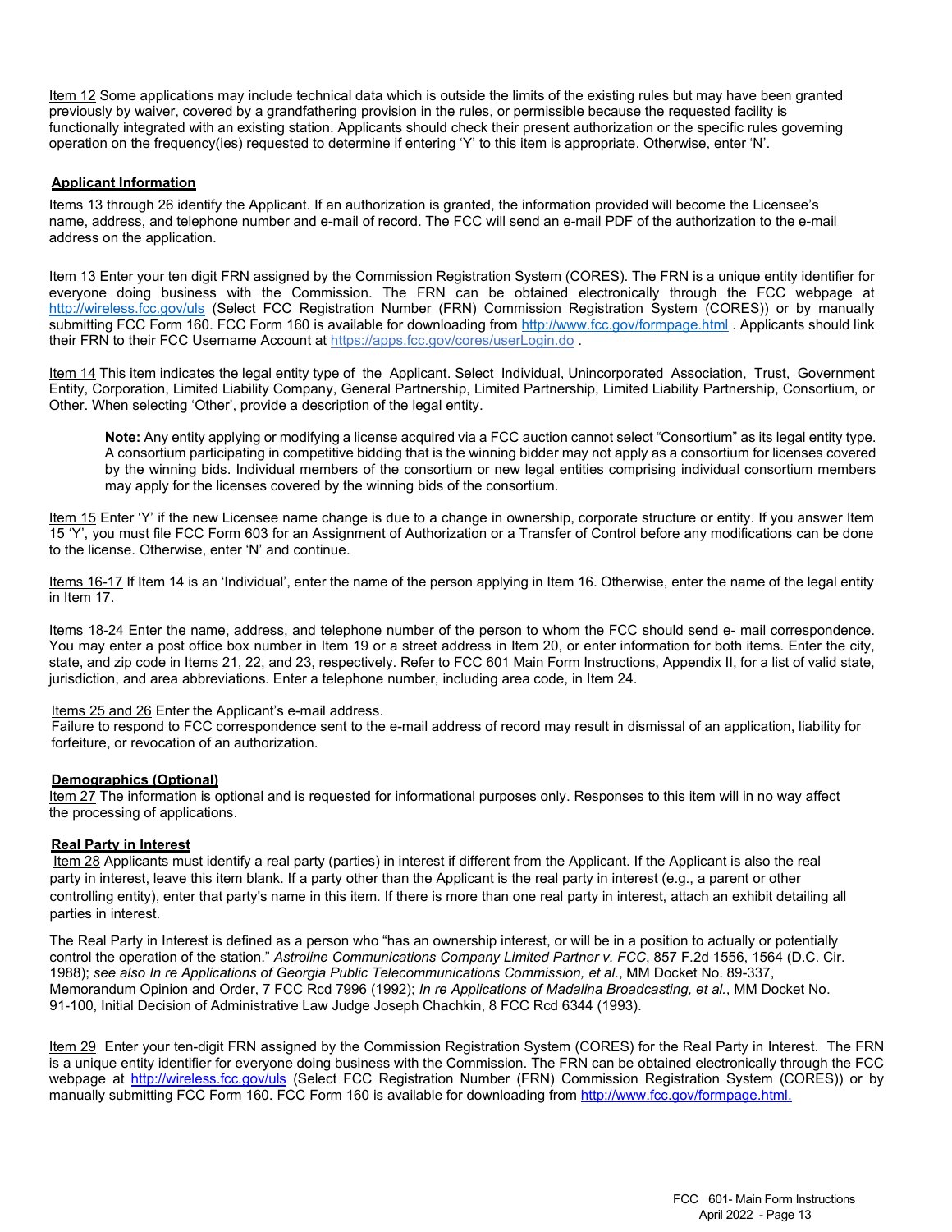Item 12 Some applications may include technical data which is outside the limits of the existing rules but may have been granted previously by waiver, covered by a grandfathering provision in the rules, or permissible because the requested facility is functionally integrated with an existing station. Applicants should check their present authorization or the specific rules governing operation on the frequency(ies) requested to determine if entering 'Y' to this item is appropriate. Otherwise, enter 'N'.

**Applicant Information**

Items 13 through 26 identify the Applicant. If an authorization is granted, the information provided will become the Licensee's name, address, and telephone number and e-mail of record. The FCC will send an e-mail PDF of the authorization to the e-mail address on the application.

Item 13 Enter your ten digit FRN assigned by the Commission Registration System (CORES). The FRN is a unique entity identifier for everyone doing business with the Commission. The FRN can be obtained electronically through the FCC webpage at http://wireless.fcc.gov/uls (Select FCC Registration Number (FRN) Commission Registration System (CORES)) or by manually submitting FCC Form 160. FCC Form 160 is available for downloading from http://www.fcc.gov/formpage.html . Applicants should link their FRN to their FCC Username Account at https://apps.fcc.gov/cores/userLogin.do .

Item 14 This item indicates the legal entity type of the Applicant. Select Individual, Unincorporated Association, Trust, Government Entity, Corporation, Limited Liability Company, General Partnership, Limited Partnership, Limited Liability Partnership, Consortium, or Other. When selecting 'Other', provide a description of the legal entity.

> **Note:** Any entity applying or modifying a license acquired via a FCC auction cannot select "Consortium" as its legal entity type. A consortium participating in competitive bidding that is the winning bidder may not apply as a consortium for licenses covered by the winning bids. Individual members of the consortium or new legal entities comprising individual consortium members may apply for the licenses covered by the winning bids of the consortium.

Item 15 Enter 'Y' if the new Licensee name change is due to a change in ownership, corporate structure or entity. If you answer Item 15 'Y', you must file FCC Form 603 for an Assignment of Authorization or a Transfer of Control before any modifications can be done to the license. Otherwise, enter 'N' and continue.

Items 16-17 If Item 14 is an 'Individual', enter the name of the person applying in Item 16. Otherwise, enter the name of the legal entity in Item 17.

Items 18-24 Enter the name, address, and telephone number of the person to whom the FCC should send e- mail correspondence. You may enter a post office box number in Item 19 or a street address in Item 20, or enter information for both items. Enter the city, state, and zip code in Items 21, 22, and 23, respectively. Refer to FCC 601 Main Form Instructions, Appendix II, for a list of valid state, jurisdiction, and area abbreviations. Enter a telephone number, including area code, in Item 24.

Items 25 and 26 Enter the Applicant's e-mail address.
Failure to respond to FCC correspondence sent to the e-mail address of record may result in dismissal of an application, liability for forfeiture, or revocation of an authorization.

**Demographics (Optional)**

Item 27 The information is optional and is requested for informational purposes only. Responses to this item will in no way affect the processing of applications.

**Real Party in Interest**

Item 28 Applicants must identify a real party (parties) in interest if different from the Applicant. If the Applicant is also the real party in interest, leave this item blank. If a party other than the Applicant is the real party in interest (e.g., a parent or other controlling entity), enter that party's name in this item. If there is more than one real party in interest, attach an exhibit detailing all parties in interest.

The Real Party in Interest is defined as a person who "has an ownership interest, or will be in a position to actually or potentially control the operation of the station." *Astroline Communications Company Limited Partner v. FCC*, 857 F.2d 1556, 1564 (D.C. Cir. 1988); *see also In re Applications of Georgia Public Telecommunications Commission, et al.*, MM Docket No. 89-337, Memorandum Opinion and Order, 7 FCC Rcd 7996 (1992); *In re Applications of Madalina Broadcasting, et al.*, MM Docket No. 91-100, Initial Decision of Administrative Law Judge Joseph Chachkin, 8 FCC Rcd 6344 (1993).

Item 29 Enter your ten-digit FRN assigned by the Commission Registration System (CORES) for the Real Party in Interest. The FRN is a unique entity identifier for everyone doing business with the Commission. The FRN can be obtained electronically through the FCC webpage at http://wireless.fcc.gov/uls (Select FCC Registration Number (FRN) Commission Registration System (CORES)) or by manually submitting FCC Form 160. FCC Form 160 is available for downloading from http://www.fcc.gov/formpage.html.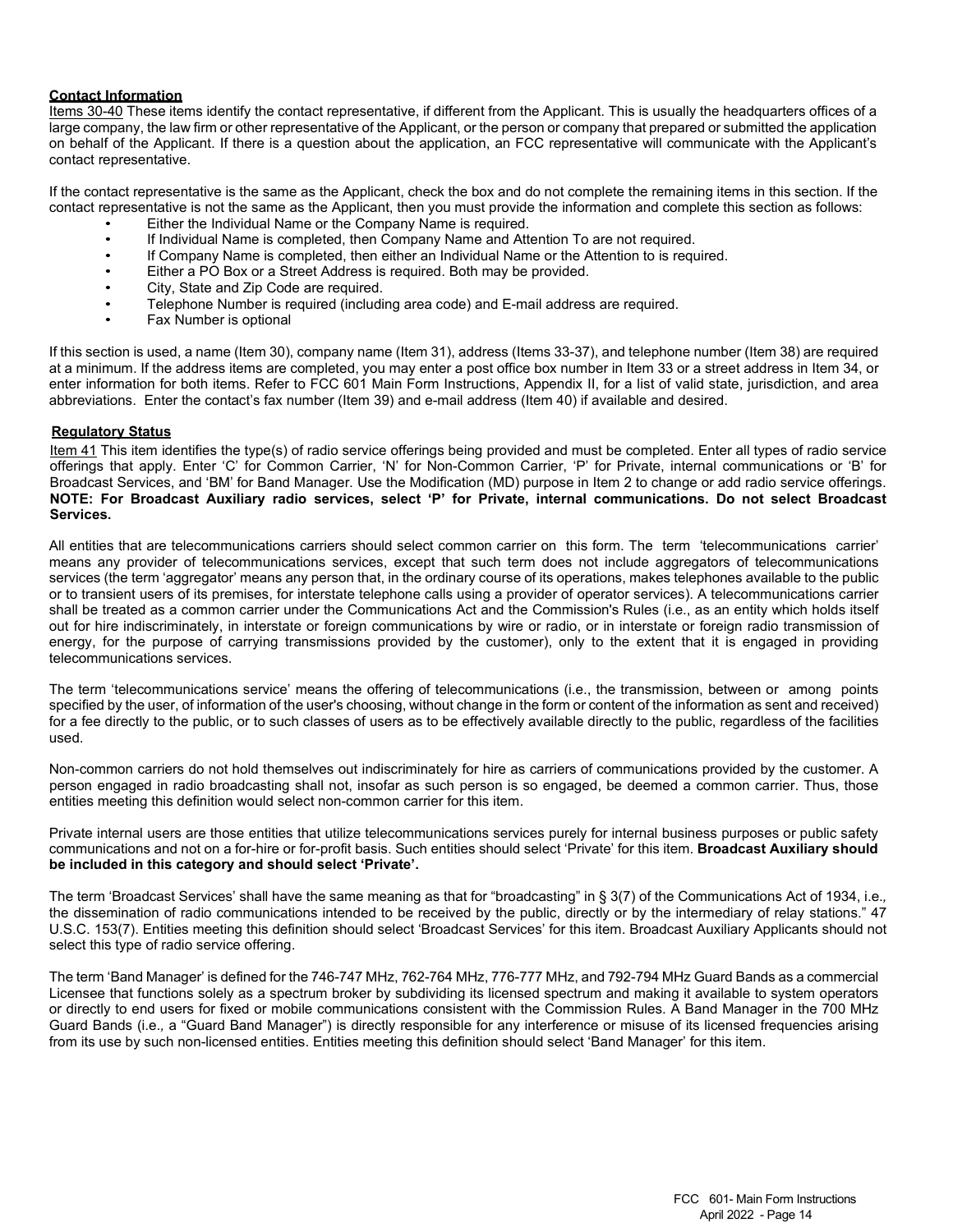## Contact Information

Items 30-40 These items identify the contact representative, if different from the Applicant. This is usually the headquarters offices of a large company, the law firm or other representative of the Applicant, or the person or company that prepared or submitted the application on behalf of the Applicant. If there is a question about the application, an FCC representative will communicate with the Applicant's contact representative.

If the contact representative is the same as the Applicant, check the box and do not complete the remaining items in this section. If the contact representative is not the same as the Applicant, then you must provide the information and complete this section as follows:

- Either the Individual Name or the Company Name is required.
- If Individual Name is completed, then Company Name and Attention To are not required.
- If Company Name is completed, then either an Individual Name or the Attention to is required.
- Either a PO Box or a Street Address is required. Both may be provided.
- City, State and Zip Code are required.
- Telephone Number is required (including area code) and E-mail address are required.
- Fax Number is optional

If this section is used, a name (Item 30), company name (Item 31), address (Items 33-37), and telephone number (Item 38) are required at a minimum. If the address items are completed, you may enter a post office box number in Item 33 or a street address in Item 34, or enter information for both items. Refer to FCC 601 Main Form Instructions, Appendix II, for a list of valid state, jurisdiction, and area abbreviations. Enter the contact's fax number (Item 39) and e-mail address (Item 40) if available and desired.

## Regulatory Status

Item 41 This item identifies the type(s) of radio service offerings being provided and must be completed. Enter all types of radio service offerings that apply. Enter 'C' for Common Carrier, 'N' for Non-Common Carrier, 'P' for Private, internal communications or 'B' for Broadcast Services, and 'BM' for Band Manager. Use the Modification (MD) purpose in Item 2 to change or add radio service offerings. **NOTE: For Broadcast Auxiliary radio services, select 'P' for Private, internal communications. Do not select Broadcast Services.**

All entities that are telecommunications carriers should select common carrier on this form. The term 'telecommunications carrier' means any provider of telecommunications services, except that such term does not include aggregators of telecommunications services (the term 'aggregator' means any person that, in the ordinary course of its operations, makes telephones available to the public or to transient users of its premises, for interstate telephone calls using a provider of operator services). A telecommunications carrier shall be treated as a common carrier under the Communications Act and the Commission's Rules (i.e., as an entity which holds itself out for hire indiscriminately, in interstate or foreign communications by wire or radio, or in interstate or foreign radio transmission of energy, for the purpose of carrying transmissions provided by the customer), only to the extent that it is engaged in providing telecommunications services.

The term 'telecommunications service' means the offering of telecommunications (i.e., the transmission, between or among points specified by the user, of information of the user's choosing, without change in the form or content of the information as sent and received) for a fee directly to the public, or to such classes of users as to be effectively available directly to the public, regardless of the facilities used.

Non-common carriers do not hold themselves out indiscriminately for hire as carriers of communications provided by the customer. A person engaged in radio broadcasting shall not, insofar as such person is so engaged, be deemed a common carrier. Thus, those entities meeting this definition would select non-common carrier for this item.

Private internal users are those entities that utilize telecommunications services purely for internal business purposes or public safety communications and not on a for-hire or for-profit basis. Such entities should select 'Private' for this item. **Broadcast Auxiliary should be included in this category and should select 'Private'.**

The term 'Broadcast Services' shall have the same meaning as that for "broadcasting" in § 3(7) of the Communications Act of 1934, i.e., the dissemination of radio communications intended to be received by the public, directly or by the intermediary of relay stations." 47 U.S.C. 153(7). Entities meeting this definition should select 'Broadcast Services' for this item. Broadcast Auxiliary Applicants should not select this type of radio service offering.

The term 'Band Manager' is defined for the 746-747 MHz, 762-764 MHz, 776-777 MHz, and 792-794 MHz Guard Bands as a commercial Licensee that functions solely as a spectrum broker by subdividing its licensed spectrum and making it available to system operators or directly to end users for fixed or mobile communications consistent with the Commission Rules. A Band Manager in the 700 MHz Guard Bands (i.e., a "Guard Band Manager") is directly responsible for any interference or misuse of its licensed frequencies arising from its use by such non-licensed entities. Entities meeting this definition should select 'Band Manager' for this item.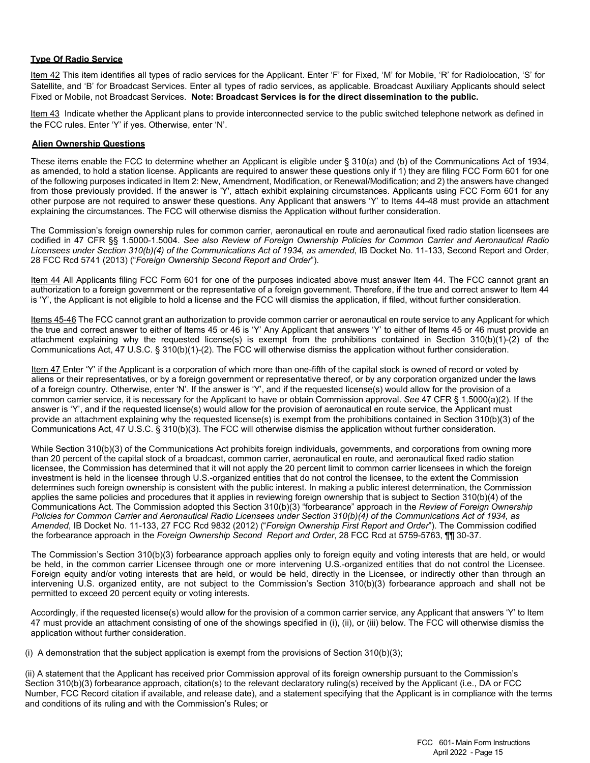**Type Of Radio Service**

Item 42 This item identifies all types of radio services for the Applicant. Enter 'F' for Fixed, 'M' for Mobile, 'R' for Radiolocation, 'S' for Satellite, and 'B' for Broadcast Services. Enter all types of radio services, as applicable. Broadcast Auxiliary Applicants should select Fixed or Mobile, not Broadcast Services. **Note: Broadcast Services is for the direct dissemination to the public.**

Item 43 Indicate whether the Applicant plans to provide interconnected service to the public switched telephone network as defined in the FCC rules. Enter 'Y' if yes. Otherwise, enter 'N'.

**Alien Ownership Questions**

These items enable the FCC to determine whether an Applicant is eligible under § 310(a) and (b) of the Communications Act of 1934, as amended, to hold a station license. Applicants are required to answer these questions only if 1) they are filing FCC Form 601 for one of the following purposes indicated in Item 2: New, Amendment, Modification, or Renewal/Modification; and 2) the answers have changed from those previously provided. If the answer is 'Y', attach exhibit explaining circumstances. Applicants using FCC Form 601 for any other purpose are not required to answer these questions. Any Applicant that answers 'Y' to Items 44-48 must provide an attachment explaining the circumstances. The FCC will otherwise dismiss the Application without further consideration.

The Commission's foreign ownership rules for common carrier, aeronautical en route and aeronautical fixed radio station licensees are codified in 47 CFR §§ 1.5000-1.5004. *See also Review of Foreign Ownership Policies for Common Carrier and Aeronautical Radio Licensees under Section 310(b)(4) of the Communications Act of 1934, as amended*, IB Docket No. 11-133, Second Report and Order, 28 FCC Rcd 5741 (2013) ("*Foreign Ownership Second Report and Order*").

Item 44 All Applicants filing FCC Form 601 for one of the purposes indicated above must answer Item 44. The FCC cannot grant an authorization to a foreign government or the representative of a foreign government. Therefore, if the true and correct answer to Item 44 is 'Y', the Applicant is not eligible to hold a license and the FCC will dismiss the application, if filed, without further consideration.

Items 45-46 The FCC cannot grant an authorization to provide common carrier or aeronautical en route service to any Applicant for which the true and correct answer to either of Items 45 or 46 is 'Y' Any Applicant that answers 'Y' to either of Items 45 or 46 must provide an attachment explaining why the requested license(s) is exempt from the prohibitions contained in Section 310(b)(1)-(2) of the Communications Act, 47 U.S.C. § 310(b)(1)-(2). The FCC will otherwise dismiss the application without further consideration.

Item 47 Enter 'Y' if the Applicant is a corporation of which more than one-fifth of the capital stock is owned of record or voted by aliens or their representatives, or by a foreign government or representative thereof, or by any corporation organized under the laws of a foreign country. Otherwise, enter 'N'. If the answer is 'Y', and if the requested license(s) would allow for the provision of a common carrier service, it is necessary for the Applicant to have or obtain Commission approval. *See* 47 CFR § 1.5000(a)(2). If the answer is 'Y', and if the requested license(s) would allow for the provision of aeronautical en route service, the Applicant must provide an attachment explaining why the requested license(s) is exempt from the prohibitions contained in Section 310(b)(3) of the Communications Act, 47 U.S.C. § 310(b)(3). The FCC will otherwise dismiss the application without further consideration.

While Section 310(b)(3) of the Communications Act prohibits foreign individuals, governments, and corporations from owning more than 20 percent of the capital stock of a broadcast, common carrier, aeronautical en route, and aeronautical fixed radio station licensee, the Commission has determined that it will not apply the 20 percent limit to common carrier licensees in which the foreign investment is held in the licensee through U.S.-organized entities that do not control the licensee, to the extent the Commission determines such foreign ownership is consistent with the public interest. In making a public interest determination, the Commission applies the same policies and procedures that it applies in reviewing foreign ownership that is subject to Section 310(b)(4) of the Communications Act. The Commission adopted this Section 310(b)(3) "forbearance" approach in the *Review of Foreign Ownership Policies for Common Carrier and Aeronautical Radio Licensees under Section 310(b)(4) of the Communications Act of 1934, as Amended*, IB Docket No. 11-133, 27 FCC Rcd 9832 (2012) ("*Foreign Ownership First Report and Order*"). The Commission codified the forbearance approach in the *Foreign Ownership Second Report and Order*, 28 FCC Rcd at 5759-5763, ¶¶ 30-37.

The Commission's Section 310(b)(3) forbearance approach applies only to foreign equity and voting interests that are held, or would be held, in the common carrier Licensee through one or more intervening U.S.-organized entities that do not control the Licensee. Foreign equity and/or voting interests that are held, or would be held, directly in the Licensee, or indirectly other than through an intervening U.S. organized entity, are not subject to the Commission's Section 310(b)(3) forbearance approach and shall not be permitted to exceed 20 percent equity or voting interests.

Accordingly, if the requested license(s) would allow for the provision of a common carrier service, any Applicant that answers 'Y' to Item 47 must provide an attachment consisting of one of the showings specified in (i), (ii), or (iii) below. The FCC will otherwise dismiss the application without further consideration.

(i) A demonstration that the subject application is exempt from the provisions of Section 310(b)(3);

(ii) A statement that the Applicant has received prior Commission approval of its foreign ownership pursuant to the Commission's Section 310(b)(3) forbearance approach, citation(s) to the relevant declaratory ruling(s) received by the Applicant (i.e., DA or FCC Number, FCC Record citation if available, and release date), and a statement specifying that the Applicant is in compliance with the terms and conditions of its ruling and with the Commission's Rules; or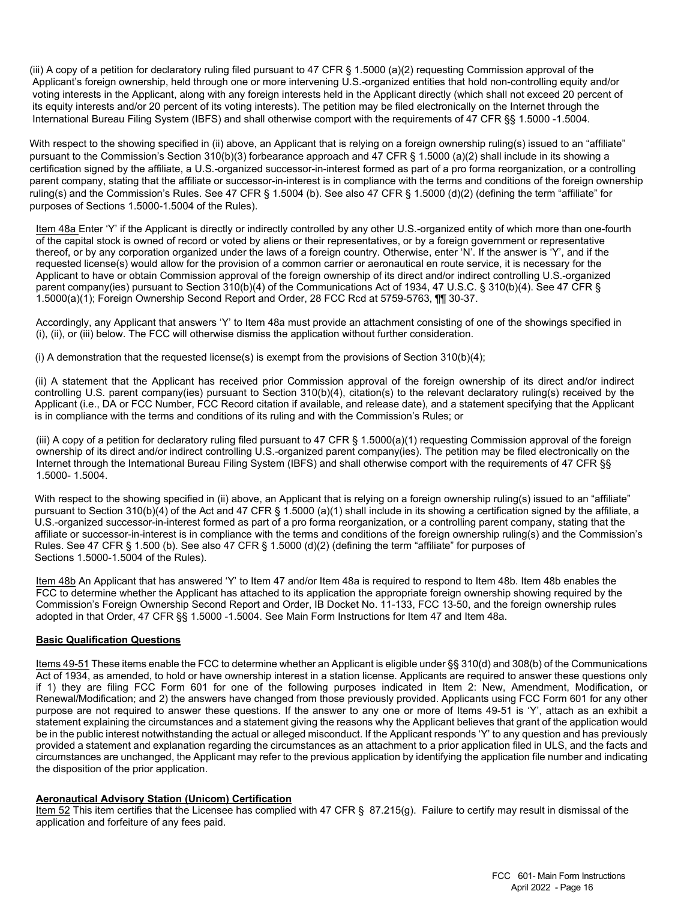(iii) A copy of a petition for declaratory ruling filed pursuant to 47 CFR § 1.5000 (a)(2) requesting Commission approval of the Applicant's foreign ownership, held through one or more intervening U.S.-organized entities that hold non-controlling equity and/or voting interests in the Applicant, along with any foreign interests held in the Applicant directly (which shall not exceed 20 percent of its equity interests and/or 20 percent of its voting interests). The petition may be filed electronically on the Internet through the International Bureau Filing System (IBFS) and shall otherwise comport with the requirements of 47 CFR §§ 1.5000 -1.5004.

With respect to the showing specified in (ii) above, an Applicant that is relying on a foreign ownership ruling(s) issued to an "affiliate" pursuant to the Commission's Section 310(b)(3) forbearance approach and 47 CFR § 1.5000 (a)(2) shall include in its showing a certification signed by the affiliate, a U.S.-organized successor-in-interest formed as part of a pro forma reorganization, or a controlling parent company, stating that the affiliate or successor-in-interest is in compliance with the terms and conditions of the foreign ownership ruling(s) and the Commission's Rules. See 47 CFR § 1.5004 (b). See also 47 CFR § 1.5000 (d)(2) (defining the term "affiliate" for purposes of Sections 1.5000-1.5004 of the Rules).

Item 48a Enter 'Y' if the Applicant is directly or indirectly controlled by any other U.S.-organized entity of which more than one-fourth of the capital stock is owned of record or voted by aliens or their representatives, or by a foreign government or representative thereof, or by any corporation organized under the laws of a foreign country. Otherwise, enter 'N'. If the answer is 'Y', and if the requested license(s) would allow for the provision of a common carrier or aeronautical en route service, it is necessary for the Applicant to have or obtain Commission approval of the foreign ownership of its direct and/or indirect controlling U.S.-organized parent company(ies) pursuant to Section 310(b)(4) of the Communications Act of 1934, 47 U.S.C. § 310(b)(4). See 47 CFR § 1.5000(a)(1); Foreign Ownership Second Report and Order, 28 FCC Rcd at 5759-5763, ¶¶ 30-37.

Accordingly, any Applicant that answers 'Y' to Item 48a must provide an attachment consisting of one of the showings specified in (i), (ii), or (iii) below. The FCC will otherwise dismiss the application without further consideration.

(i) A demonstration that the requested license(s) is exempt from the provisions of Section 310(b)(4);

(ii) A statement that the Applicant has received prior Commission approval of the foreign ownership of its direct and/or indirect controlling U.S. parent company(ies) pursuant to Section 310(b)(4), citation(s) to the relevant declaratory ruling(s) received by the Applicant (i.e., DA or FCC Number, FCC Record citation if available, and release date), and a statement specifying that the Applicant is in compliance with the terms and conditions of its ruling and with the Commission's Rules; or

(iii) A copy of a petition for declaratory ruling filed pursuant to 47 CFR § 1.5000(a)(1) requesting Commission approval of the foreign ownership of its direct and/or indirect controlling U.S.-organized parent company(ies). The petition may be filed electronically on the Internet through the International Bureau Filing System (IBFS) and shall otherwise comport with the requirements of 47 CFR §§ 1.5000- 1.5004.

With respect to the showing specified in (ii) above, an Applicant that is relying on a foreign ownership ruling(s) issued to an "affiliate" pursuant to Section 310(b)(4) of the Act and 47 CFR § 1.5000 (a)(1) shall include in its showing a certification signed by the affiliate, a U.S.-organized successor-in-interest formed as part of a pro forma reorganization, or a controlling parent company, stating that the affiliate or successor-in-interest is in compliance with the terms and conditions of the foreign ownership ruling(s) and the Commission's Rules. See 47 CFR § 1.500 (b). See also 47 CFR § 1.5000 (d)(2) (defining the term "affiliate" for purposes of Sections 1.5000-1.5004 of the Rules).

Item 48b An Applicant that has answered 'Y' to Item 47 and/or Item 48a is required to respond to Item 48b. Item 48b enables the FCC to determine whether the Applicant has attached to its application the appropriate foreign ownership showing required by the Commission's Foreign Ownership Second Report and Order, IB Docket No. 11-133, FCC 13-50, and the foreign ownership rules adopted in that Order, 47 CFR §§ 1.5000 -1.5004. See Main Form Instructions for Item 47 and Item 48a.

**Basic Qualification Questions**

Items 49-51 These items enable the FCC to determine whether an Applicant is eligible under §§ 310(d) and 308(b) of the Communications Act of 1934, as amended, to hold or have ownership interest in a station license. Applicants are required to answer these questions only if 1) they are filing FCC Form 601 for one of the following purposes indicated in Item 2: New, Amendment, Modification, or Renewal/Modification; and 2) the answers have changed from those previously provided. Applicants using FCC Form 601 for any other purpose are not required to answer these questions. If the answer to any one or more of Items 49-51 is 'Y', attach as an exhibit a statement explaining the circumstances and a statement giving the reasons why the Applicant believes that grant of the application would be in the public interest notwithstanding the actual or alleged misconduct. If the Applicant responds 'Y' to any question and has previously provided a statement and explanation regarding the circumstances as an attachment to a prior application filed in ULS, and the facts and circumstances are unchanged, the Applicant may refer to the previous application by identifying the application file number and indicating the disposition of the prior application.

**Aeronautical Advisory Station (Unicom) Certification**

Item 52 This item certifies that the Licensee has complied with 47 CFR § 87.215(g). Failure to certify may result in dismissal of the application and forfeiture of any fees paid.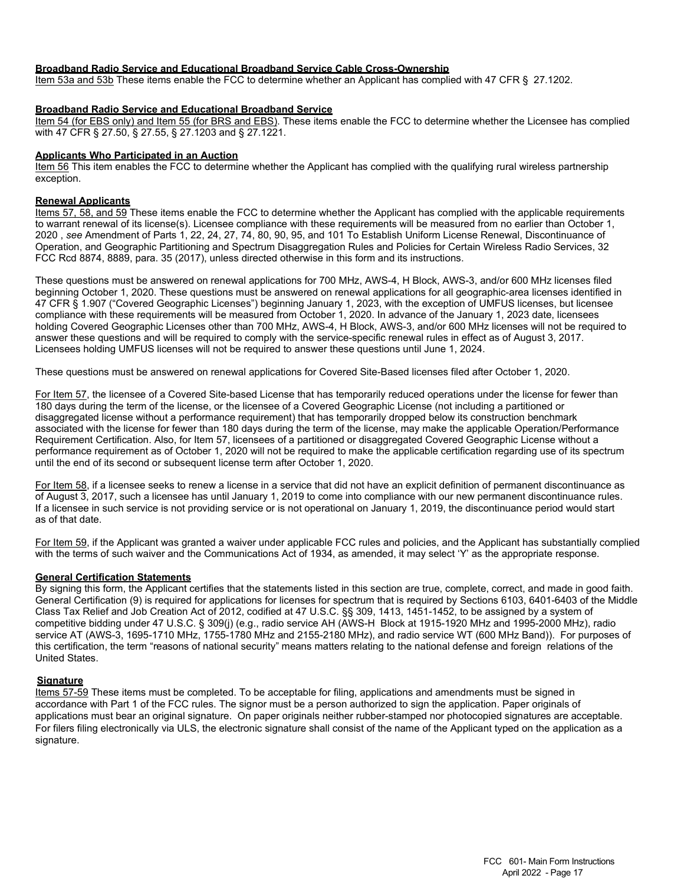**Broadband Radio Service and Educational Broadband Service Cable Cross-Ownership**

Item 53a and 53b These items enable the FCC to determine whether an Applicant has complied with 47 CFR § 27.1202.

**Broadband Radio Service and Educational Broadband Service**

Item 54 (for EBS only) and Item 55 (for BRS and EBS). These items enable the FCC to determine whether the Licensee has complied with 47 CFR § 27.50, § 27.55, § 27.1203 and § 27.1221.

**Applicants Who Participated in an Auction**

Item 56 This item enables the FCC to determine whether the Applicant has complied with the qualifying rural wireless partnership exception.

**Renewal Applicants**

Items 57, 58, and 59 These items enable the FCC to determine whether the Applicant has complied with the applicable requirements to warrant renewal of its license(s). Licensee compliance with these requirements will be measured from no earlier than October 1, 2020 , *see* Amendment of Parts 1, 22, 24, 27, 74, 80, 90, 95, and 101 To Establish Uniform License Renewal, Discontinuance of Operation, and Geographic Partitioning and Spectrum Disaggregation Rules and Policies for Certain Wireless Radio Services, 32 FCC Rcd 8874, 8889, para. 35 (2017), unless directed otherwise in this form and its instructions.

These questions must be answered on renewal applications for 700 MHz, AWS-4, H Block, AWS-3, and/or 600 MHz licenses filed beginning October 1, 2020. These questions must be answered on renewal applications for all geographic-area licenses identified in 47 CFR § 1.907 ("Covered Geographic Licenses") beginning January 1, 2023, with the exception of UMFUS licenses, but licensee compliance with these requirements will be measured from October 1, 2020. In advance of the January 1, 2023 date, licensees holding Covered Geographic Licenses other than 700 MHz, AWS-4, H Block, AWS-3, and/or 600 MHz licenses will not be required to answer these questions and will be required to comply with the service-specific renewal rules in effect as of August 3, 2017. Licensees holding UMFUS licenses will not be required to answer these questions until June 1, 2024.

These questions must be answered on renewal applications for Covered Site-Based licenses filed after October 1, 2020.

For Item 57, the licensee of a Covered Site-based License that has temporarily reduced operations under the license for fewer than 180 days during the term of the license, or the licensee of a Covered Geographic License (not including a partitioned or disaggregated license without a performance requirement) that has temporarily dropped below its construction benchmark associated with the license for fewer than 180 days during the term of the license, may make the applicable Operation/Performance Requirement Certification. Also, for Item 57, licensees of a partitioned or disaggregated Covered Geographic License without a performance requirement as of October 1, 2020 will not be required to make the applicable certification regarding use of its spectrum until the end of its second or subsequent license term after October 1, 2020.

For Item 58, if a licensee seeks to renew a license in a service that did not have an explicit definition of permanent discontinuance as of August 3, 2017, such a licensee has until January 1, 2019 to come into compliance with our new permanent discontinuance rules. If a licensee in such service is not providing service or is not operational on January 1, 2019, the discontinuance period would start as of that date.

For Item 59, if the Applicant was granted a waiver under applicable FCC rules and policies, and the Applicant has substantially complied with the terms of such waiver and the Communications Act of 1934, as amended, it may select 'Y' as the appropriate response.

**General Certification Statements**

By signing this form, the Applicant certifies that the statements listed in this section are true, complete, correct, and made in good faith. General Certification (9) is required for applications for licenses for spectrum that is required by Sections 6103, 6401-6403 of the Middle Class Tax Relief and Job Creation Act of 2012, codified at 47 U.S.C. §§ 309, 1413, 1451-1452, to be assigned by a system of competitive bidding under 47 U.S.C. § 309(j) (e.g., radio service AH (AWS-H Block at 1915-1920 MHz and 1995-2000 MHz), radio service AT (AWS-3, 1695-1710 MHz, 1755-1780 MHz and 2155-2180 MHz), and radio service WT (600 MHz Band)). For purposes of this certification, the term "reasons of national security" means matters relating to the national defense and foreign relations of the United States.

**Signature**

Items 57-59 These items must be completed. To be acceptable for filing, applications and amendments must be signed in accordance with Part 1 of the FCC rules. The signor must be a person authorized to sign the application. Paper originals of applications must bear an original signature. On paper originals neither rubber-stamped nor photocopied signatures are acceptable. For filers filing electronically via ULS, the electronic signature shall consist of the name of the Applicant typed on the application as a signature.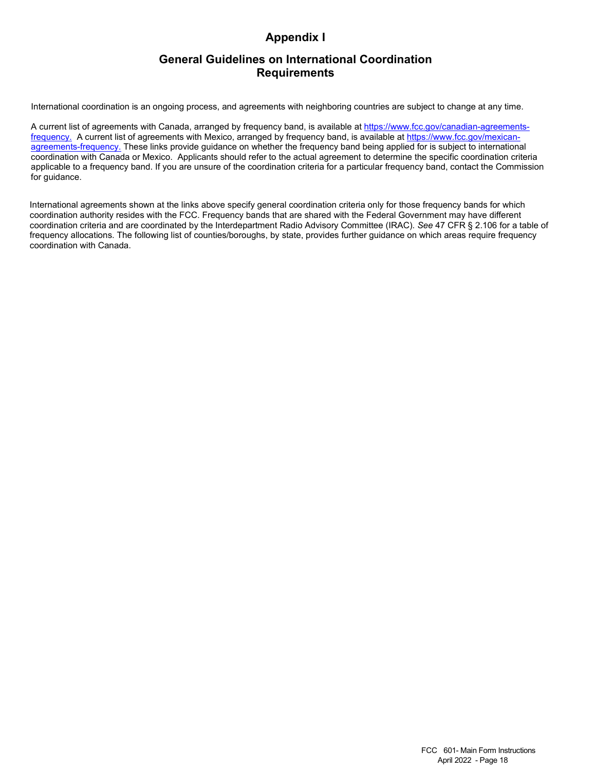# Appendix I

## General Guidelines on International Coordination Requirements

International coordination is an ongoing process, and agreements with neighboring countries are subject to change at any time.

A current list of agreements with Canada, arranged by frequency band, is available at [https://www.fcc.gov/canadian-agreements-frequency.](https://www.fcc.gov/canadian-agreements-frequency) A current list of agreements with Mexico, arranged by frequency band, is available at [https://www.fcc.gov/mexican-agreements-frequency.](https://www.fcc.gov/mexican-agreements-frequency) These links provide guidance on whether the frequency band being applied for is subject to international coordination with Canada or Mexico. Applicants should refer to the actual agreement to determine the specific coordination criteria applicable to a frequency band. If you are unsure of the coordination criteria for a particular frequency band, contact the Commission for guidance.

International agreements shown at the links above specify general coordination criteria only for those frequency bands for which coordination authority resides with the FCC. Frequency bands that are shared with the Federal Government may have different coordination criteria and are coordinated by the Interdepartment Radio Advisory Committee (IRAC). *See* 47 CFR § 2.106 for a table of frequency allocations. The following list of counties/boroughs, by state, provides further guidance on which areas require frequency coordination with Canada.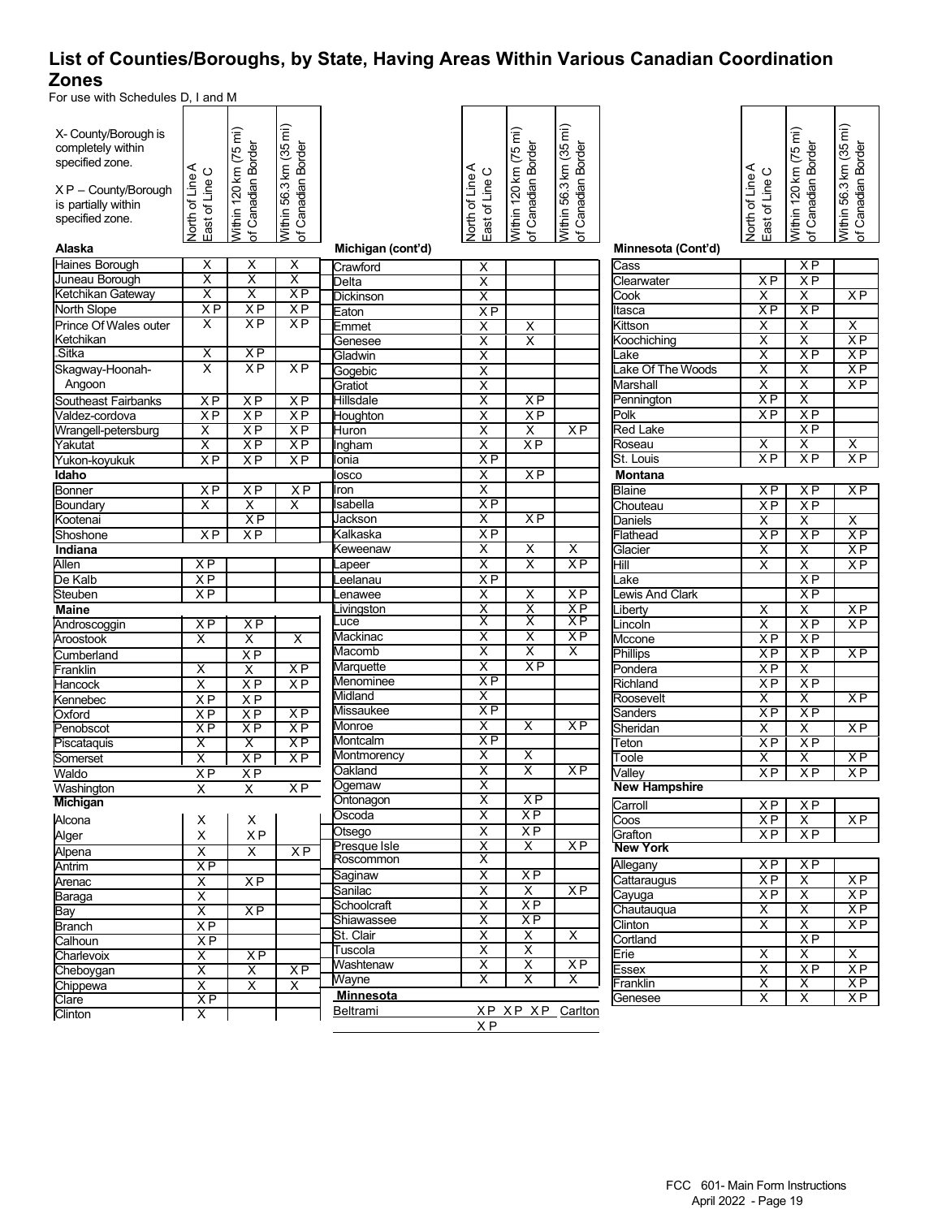## List of Counties/Boroughs, by State, Having Areas Within Various Canadian Coordination Zones

For use with Schedules D, I and M

X- County/Borough is completely within specified zone.

X P – County/Borough is partially within specified zone.

| County/Borough | North of Line A East of Line C | Within 120 km (75 mi) of Canadian Border | Within 56.3 km (35 mi) of Canadian Border |
|---|---|---|---|
| **Alaska** | | | |
| Haines Borough | X | X | X |
| Juneau Borough | X | X | X |
| Ketchikan Gateway | X | X | X P |
| North Slope | X P | X P | X P |
| Prince Of Wales outer Ketchikan | X | X P | X P |
| Sitka | X | X P | |
| Skagway-Hoonah-Angoon | X | X P | X P |
| Southeast Fairbanks | X P | X P | X P |
| Valdez-cordova | X P | X P | X P |
| Wrangell-petersburg | X | X P | X P |
| Yakutat | X | X P | X P |
| Yukon-koyukuk | X P | X P | X P |
| **Idaho** | | | |
| Bonner | X P | X P | X P |
| Boundary | X | X | X |
| Kootenai | | X P | |
| Shoshone | X P | X P | |
| **Indiana** | | | |
| Allen | X P | | |
| De Kalb | X P | | |
| Steuben | X P | | |
| **Maine** | | | |
| Androscoggin | X P | X P | |
| Aroostook | X | X | X |
| Cumberland | | X P | |
| Franklin | X | X | X P |
| Hancock | X | X P | X P |
| Kennebec | X P | X P | |
| Oxford | X P | X P | X P |
| Penobscot | X P | X P | X P |
| Piscataquis | X | X | X P |
| Somerset | X | X P | X P |
| Waldo | X P | X P | |
| Washington | X | X | X P |
| **Michigan** | | | |
| Alcona | X | X | |
| Alger | X | X P | |
| Alpena | X | X | X P |
| Antrim | X P | | |
| Arenac | X | X P | |
| Baraga | X | | |
| Bay | X | X P | |
| Branch | X P | | |
| Calhoun | X P | | |
| Charlevoix | X | X P | |
| Cheboygan | X | X | X P |
| Chippewa | X | X | X |
| Clare | X P | | |
| Clinton | X | | |
| **Michigan (cont'd)** | | | |
| Crawford | X | | |
| Delta | X | | |
| Dickinson | X | | |
| Eaton | X P | | |
| Emmet | X | X | |
| Genesee | X | X | |
| Gladwin | X | | |
| Gogebic | X | | |
| Gratiot | X | | |
| Hillsdale | X | X P | |
| Houghton | X | X P | |
| Huron | X | X | X P |
| Ingham | X | X P | |
| Ionia | X P | | |
| Iosco | X | X P | |
| Iron | X | | |
| Isabella | X P | | |
| Jackson | X | X P | |
| Kalkaska | X P | | |
| Keweenaw | X | X | X |
| Lapeer | X | X | X P |
| Leelanau | X P | | |
| Lenawee | X | X | X P |
| Livingston | X | X | X P |
| Luce | X | X | X P |
| Mackinac | X | X | X P |
| Macomb | X | X | X |
| Marquette | X | X P | |
| Menominee | X P | | |
| Midland | X | | |
| Missaukee | X P | | |
| Monroe | X | X | X P |
| Montcalm | X P | | |
| Montmorency | X | X | |
| Oakland | X | X | X P |
| Ogemaw | X | | |
| Ontonagon | X | X P | |
| Oscoda | X | X P | |
| Otsego | X | X P | |
| Presque Isle | X | X | X P |
| Roscommon | X | | |
| Saginaw | X | X P | |
| Sanilac | X | X | X P |
| Schoolcraft | X | X P | |
| Shiawassee | X | X P | |
| St. Clair | X | X | X |
| Tuscola | X | X | |
| Washtenaw | X | X | X P |
| Wayne | X | X | X |
| **Minnesota** | | | |
| Beltrami | X P | X P | X P |
| Carlton | X P | | |
| **Minnesota (Cont'd)** | | | |
| Cass | | X P | |
| Clearwater | X P | X P | |
| Cook | X | X | X P |
| Itasca | X P | X P | |
| Kittson | X | X | X |
| Koochiching | X | X | X P |
| Lake | X | X P | X P |
| Lake Of The Woods | X | X | X P |
| Marshall | X | X | X P |
| Pennington | X P | X | |
| Polk | X P | X P | |
| Red Lake | | X P | |
| Roseau | X | X | X |
| St. Louis | X P | X P | X P |
| **Montana** | | | |
| Blaine | X P | X P | X P |
| Chouteau | X P | X P | |
| Daniels | X | X | X |
| Flathead | X P | X P | X P |
| Glacier | X | X | X P |
| Hill | X | X | X P |
| Lake | | X P | |
| Lewis And Clark | | X P | |
| Liberty | X | X | X P |
| Lincoln | X | X P | X P |
| Mccone | X P | X P | |
| Phillips | X P | X P | X P |
| Pondera | X P | X | |
| Richland | X P | X P | |
| Roosevelt | X | X | X P |
| Sanders | X P | X P | |
| Sheridan | X | X | X P |
| Teton | X P | X P | |
| Toole | X | X | X P |
| Valley | X P | X P | X P |
| **New Hampshire** | | | |
| Carroll | X P | X P | |
| Coos | X P | X | X P |
| Grafton | X P | X P | |
| **New York** | | | |
| Allegany | X P | X P | |
| Cattaraugus | X P | X | X P |
| Cayuga | X P | X | X P |
| Chautauqua | X | X | X P |
| Clinton | X | X | X P |
| Cortland | | X P | |
| Erie | X | X | X |
| Essex | X | X P | X P |
| Franklin | X | X | X P |
| Genesee | X | X | X P |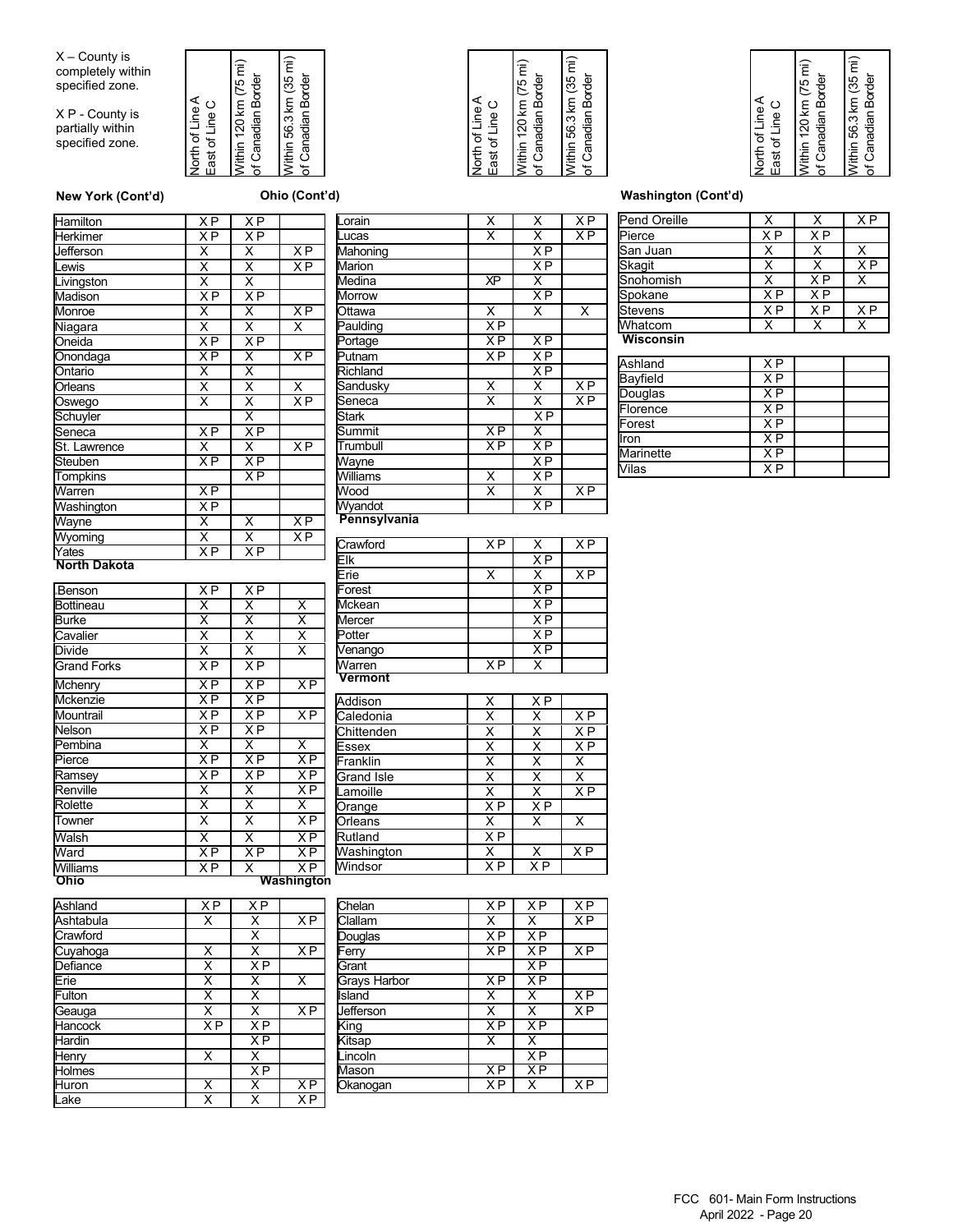X – County is completely within specified zone.

X P - County is partially within specified zone.

### New York (Cont'd)

| County | North of Line A East of Line C | Within 120 km (75 mi) of Canadian Border | Within 56.3 km (35 mi) of Canadian Border |
|---|---|---|---|
| Hamilton | X P | X P | |
| Herkimer | X P | X P | |
| Jefferson | X | X | X P |
| Lewis | X | X | X P |
| Livingston | X | X | |
| Madison | X P | X P | |
| Monroe | X | X | X P |
| Niagara | X | X | X |
| Oneida | X P | X P | |
| Onondaga | X P | X | X P |
| Ontario | X | X | |
| Orleans | X | X | X |
| Oswego | X | X | X P |
| Schuyler | | X | |
| Seneca | X P | X P | |
| St. Lawrence | X | X | X P |
| Steuben | X P | X P | |
| Tompkins | | X P | |
| Warren | X P | | |
| Washington | X P | | |
| Wayne | X | X | X P |
| Wyoming | X | X | X P |
| Yates | X P | X P | |

### North Dakota

| County | North of Line A East of Line C | Within 120 km (75 mi) of Canadian Border | Within 56.3 km (35 mi) of Canadian Border |
|---|---|---|---|
| Benson | X P | X P | |
| Bottineau | X | X | X |
| Burke | X | X | X |
| Cavalier | X | X | X |
| Divide | X | X | X |
| Grand Forks | X P | X P | |
| Mchenry | X P | X P | X P |
| Mckenzie | X P | X P | |
| Mountrail | X P | X P | X P |
| Nelson | X P | X P | |
| Pembina | X | X | X |
| Pierce | X P | X P | X P |
| Ramsey | X P | X P | X P |
| Renville | X | X | X P |
| Rolette | X | X | X |
| Towner | X | X | X P |
| Walsh | X | X | X P |
| Ward | X P | X P | X P |
| Williams | X P | X | X P |

### Ohio

| County | North of Line A East of Line C | Within 120 km (75 mi) of Canadian Border | Within 56.3 km (35 mi) of Canadian Border |
|---|---|---|---|
| Ashland | X P | X P | |
| Ashtabula | X | X | X P |
| Crawford | | X | |
| Cuyahoga | X | X | X P |
| Defiance | X | X P | |
| Erie | X | X | X |
| Fulton | X | X | |
| Geauga | X | X | X P |
| Hancock | X P | X P | |
| Hardin | | X P | |
| Henry | X | X | |
| Holmes | | X P | |
| Huron | X | X | X P |
| Lake | X | X | X P |

### Ohio (Cont'd)

| County | North of Line A East of Line C | Within 120 km (75 mi) of Canadian Border | Within 56.3 km (35 mi) of Canadian Border |
|---|---|---|---|
| Lorain | X | X | X P |
| Lucas | X | X | X P |
| Mahoning | | X P | |
| Marion | | X P | |
| Medina | XP | X | |
| Morrow | | X P | |
| Ottawa | X | X | X |
| Paulding | X P | | |
| Portage | X P | X P | |
| Putnam | X P | X P | |
| Richland | | X P | |
| Sandusky | X | X | X P |
| Seneca | X | X | X P |
| Stark | | X P | |
| Summit | X P | X | |
| Trumbull | X P | X P | |
| Wayne | | X P | |
| Williams | X | X P | |
| Wood | X | X | X P |
| Wyandot | | X P | |

### Pennsylvania

| County | North of Line A East of Line C | Within 120 km (75 mi) of Canadian Border | Within 56.3 km (35 mi) of Canadian Border |
|---|---|---|---|
| Crawford | X P | X | X P |
| Elk | | X P | |
| Erie | X | X | X P |
| Forest | | X P | |
| Mckean | | X P | |
| Mercer | | X P | |
| Potter | | X P | |
| Venango | | X P | |
| Warren | X P | X | |

### Vermont

| County | North of Line A East of Line C | Within 120 km (75 mi) of Canadian Border | Within 56.3 km (35 mi) of Canadian Border |
|---|---|---|---|
| Addison | X | X P | |
| Caledonia | X | X | X P |
| Chittenden | X | X | X P |
| Essex | X | X | X P |
| Franklin | X | X | X |
| Grand Isle | X | X | X |
| Lamoille | X | X | X P |
| Orange | X P | X P | |
| Orleans | X | X | X |
| Rutland | X P | | |
| Washington | X | X | X P |
| Windsor | X P | X P | |

### Washington

| County | North of Line A East of Line C | Within 120 km (75 mi) of Canadian Border | Within 56.3 km (35 mi) of Canadian Border |
|---|---|---|---|
| Chelan | X P | X P | X P |
| Clallam | X | X | X P |
| Douglas | X P | X P | |
| Ferry | X P | X P | X P |
| Grant | | X P | |
| Grays Harbor | X P | X P | |
| Island | X | X | X P |
| Jefferson | X | X | X P |
| King | X P | X P | |
| Kitsap | X | X | |
| Lincoln | | X P | |
| Mason | X P | X P | |
| Okanogan | X P | X | X P |

### Washington (Cont'd)

| County | North of Line A East of Line C | Within 120 km (75 mi) of Canadian Border | Within 56.3 km (35 mi) of Canadian Border |
|---|---|---|---|
| Pend Oreille | X | X | X P |
| Pierce | X P | X P | |
| San Juan | X | X | X |
| Skagit | X | X | X P |
| Snohomish | X | X P | X |
| Spokane | X P | X P | |
| Stevens | X P | X P | X P |
| Whatcom | X | X | X |

### Wisconsin

| County | North of Line A East of Line C | Within 120 km (75 mi) of Canadian Border | Within 56.3 km (35 mi) of Canadian Border |
|---|---|---|---|
| Ashland | X P | | |
| Bayfield | X P | | |
| Douglas | X P | | |
| Florence | X P | | |
| Forest | X P | | |
| Iron | X P | | |
| Marinette | X P | | |
| Vilas | X P | | |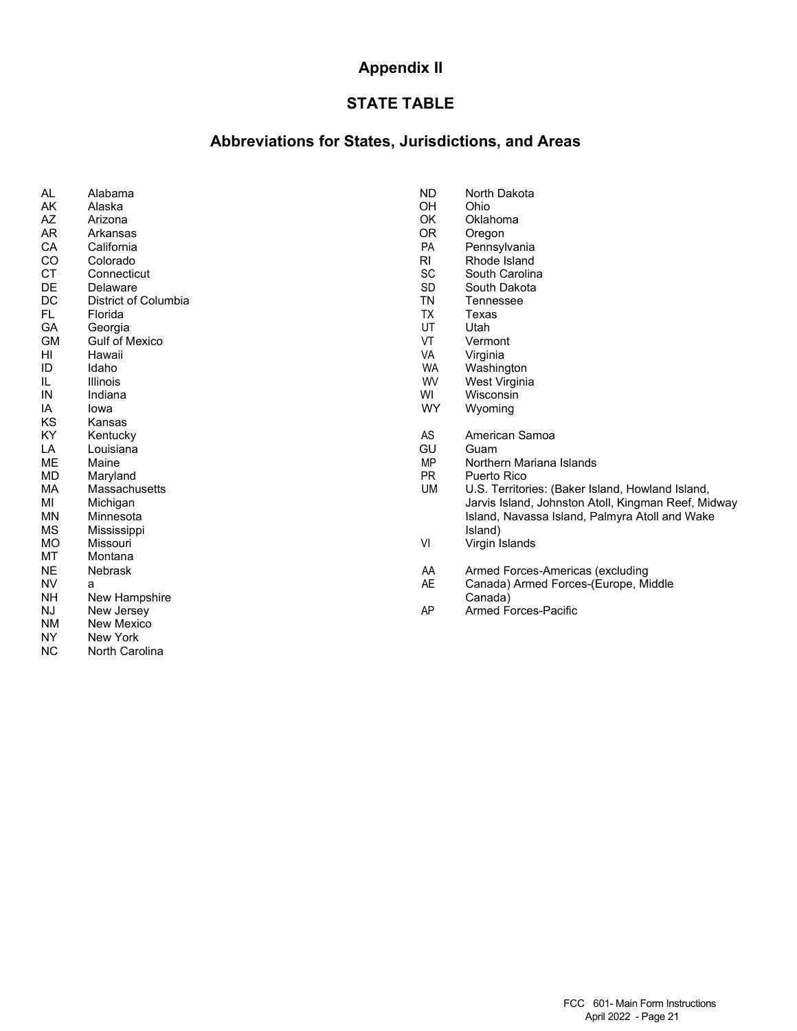# Appendix II

## STATE TABLE

## Abbreviations for States, Jurisdictions, and Areas

| | |
|---|---|
| AL | Alabama |
| AK | Alaska |
| AZ | Arizona |
| AR | Arkansas |
| CA | California |
| CO | Colorado |
| CT | Connecticut |
| DE | Delaware |
| DC | District of Columbia |
| FL | Florida |
| GA | Georgia |
| GM | Gulf of Mexico |
| HI | Hawaii |
| ID | Idaho |
| IL | Illinois |
| IN | Indiana |
| IA | Iowa |
| KS | Kansas |
| KY | Kentucky |
| LA | Louisiana |
| ME | Maine |
| MD | Maryland |
| MA | Massachusetts |
| MI | Michigan |
| MN | Minnesota |
| MS | Mississippi |
| MO | Missouri |
| MT | Montana |
| NE | Nebrask |
| NV | a |
| NH | New Hampshire |
| NJ | New Jersey |
| NM | New Mexico |
| NY | New York |
| NC | North Carolina |
| ND | North Dakota |
| OH | Ohio |
| OK | Oklahoma |
| OR | Oregon |
| PA | Pennsylvania |
| RI | Rhode Island |
| SC | South Carolina |
| SD | South Dakota |
| TN | Tennessee |
| TX | Texas |
| UT | Utah |
| VT | Vermont |
| VA | Virginia |
| WA | Washington |
| WV | West Virginia |
| WI | Wisconsin |
| WY | Wyoming |
| AS | American Samoa |
| GU | Guam |
| MP | Northern Mariana Islands |
| PR | Puerto Rico |
| UM | U.S. Territories: (Baker Island, Howland Island, Jarvis Island, Johnston Atoll, Kingman Reef, Midway Island, Navassa Island, Palmyra Atoll and Wake Island) |
| VI | Virgin Islands |
| AA | Armed Forces-Americas (excluding |
| AE | Canada) Armed Forces-(Europe, Middle Canada) |
| AP | Armed Forces-Pacific |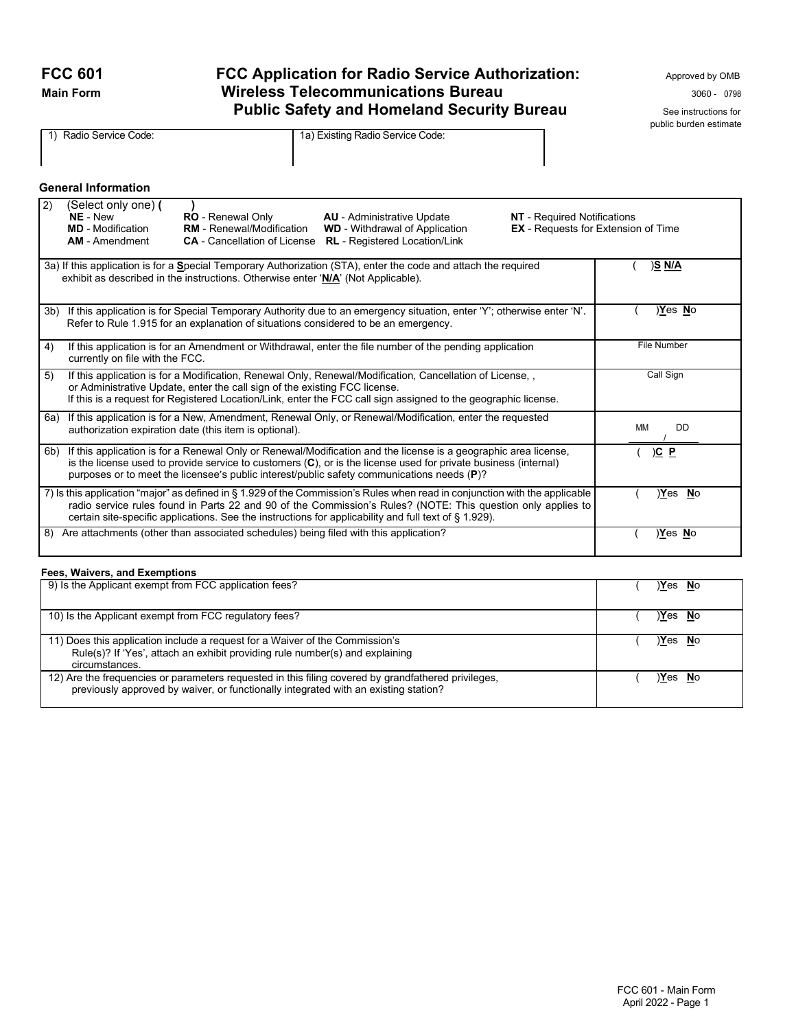# FCC 601 Main Form

## FCC Application for Radio Service Authorization: Wireless Telecommunications Bureau Public Safety and Homeland Security Bureau

Approved by OMB
3060 - 0798
See instructions for public burden estimate

| 1) Radio Service Code: | 1a) Existing Radio Service Code: |
|---|---|
| | |

### General Information

| | |
|---|---|
| 2) (Select only one) ( )<br>**NE** - New **RO** - Renewal Only **AU** - Administrative Update **NT** - Required Notifications<br>**MD** - Modification **RM** - Renewal/Modification **WD** - Withdrawal of Application **EX** - Requests for Extension of Time<br>**AM** - Amendment **CA** - Cancellation of License **RL** - Registered Location/Link | |
| 3a) If this application is for a **S**pecial Temporary Authorization (STA), enter the code and attach the required exhibit as described in the instructions. Otherwise enter '**N/A**' (Not Applicable). | ( )**S** **N/A** |
| 3b) If this application is for Special Temporary Authority due to an emergency situation, enter 'Y'; otherwise enter 'N'. Refer to Rule 1.915 for an explanation of situations considered to be an emergency. | ( )**Y**es **N**o |
| 4) If this application is for an Amendment or Withdrawal, enter the file number of the pending application currently on file with the FCC. | File Number |
| 5) If this application is for a Modification, Renewal Only, Renewal/Modification, Cancellation of License, , or Administrative Update, enter the call sign of the existing FCC license.<br>If this is a request for Registered Location/Link, enter the FCC call sign assigned to the geographic license. | Call Sign |
| 6a) If this application is for a New, Amendment, Renewal Only, or Renewal/Modification, enter the requested authorization expiration date (this item is optional). | MM DD<br>/ |
| 6b) If this application is for a Renewal Only or Renewal/Modification and the license is a geographic area license, is the license used to provide service to customers (**C**), or is the license used for private business (internal) purposes or to meet the licensee's public interest/public safety communications needs (**P**)? | ( )**C** **P** |
| 7) Is this application "major" as defined in § 1.929 of the Commission's Rules when read in conjunction with the applicable radio service rules found in Parts 22 and 90 of the Commission's Rules? (NOTE: This question only applies to certain site-specific applications. See the instructions for applicability and full text of § 1.929). | ( )**Y**es **N**o |
| 8) Are attachments (other than associated schedules) being filed with this application? | ( )**Y**es **N**o |

### Fees, Waivers, and Exemptions

| | |
|---|---|
| 9) Is the Applicant exempt from FCC application fees? | ( )**Y**es **N**o |
| 10) Is the Applicant exempt from FCC regulatory fees? | ( )**Y**es **N**o |
| 11) Does this application include a request for a Waiver of the Commission's Rule(s)? If 'Yes', attach an exhibit providing rule number(s) and explaining circumstances. | ( )**Y**es **N**o |
| 12) Are the frequencies or parameters requested in this filing covered by grandfathered privileges, previously approved by waiver, or functionally integrated with an existing station? | ( )**Y**es **N**o |

FCC 601 - Main Form
April 2022 - Page 1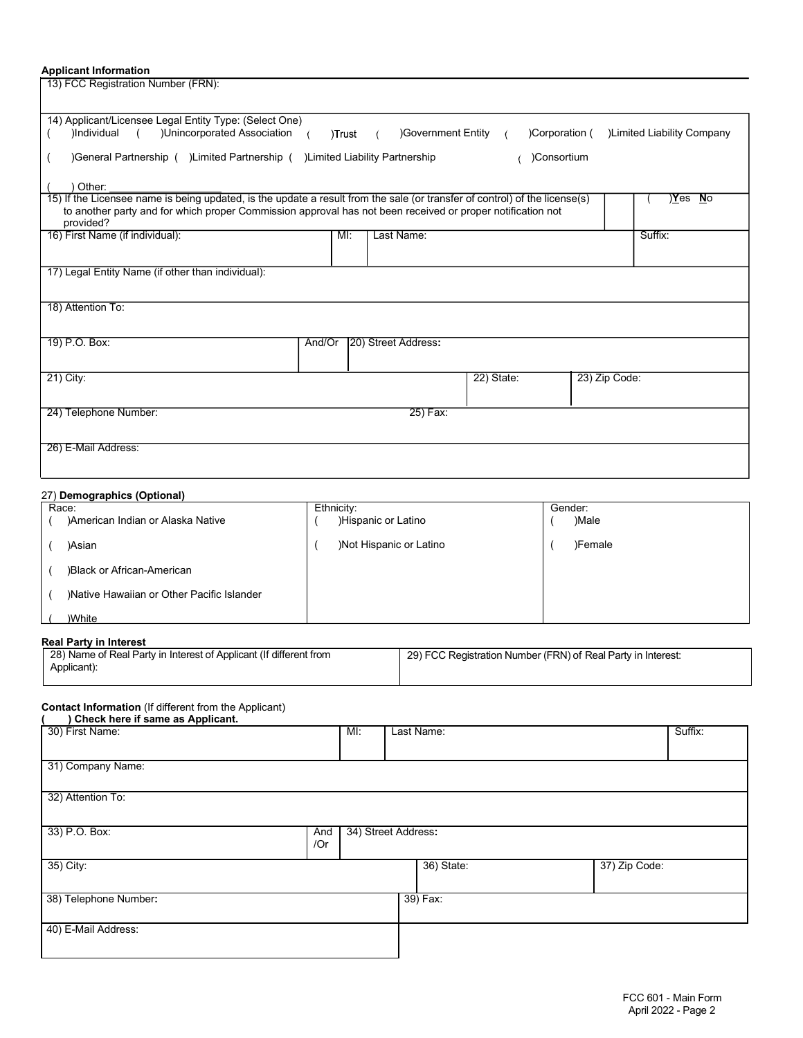### Applicant Information

| 13) FCC Registration Number (FRN): | | | |
|---|---|---|---|
| 14) Applicant/Licensee Legal Entity Type: (Select One)<br>(   )Individual   (   )Unincorporated Association   (   )Trust   (   )Government Entity   (   )Corporation (   )Limited Liability Company<br>(   )General Partnership (   )Limited Partnership (   )Limited Liability Partnership   (   )Consortium<br>(   ) Other: ___________________ | | | |
| 15) If the Licensee name is being updated, is the update a result from the sale (or transfer of control) of the license(s) to another party and for which proper Commission approval has not been received or proper notification not provided? | | | (   )Yes No |
| 16) First Name (if individual): | MI: | Last Name: | Suffix: |
| 17) Legal Entity Name (if other than individual): | | | |
| 18) Attention To: | | | |
| 19) P.O. Box: | And/Or | 20) Street Address: | |
| 21) City: | | 22) State: | 23) Zip Code: |
| 24) Telephone Number: | | 25) Fax: | |
| 26) E-Mail Address: | | | |

27) **Demographics (Optional)**

| Race: | Ethnicity: | Gender: |
|---|---|---|
| (   )American Indian or Alaska Native | (   )Hispanic or Latino | (   )Male |
| (   )Asian | (   )Not Hispanic or Latino | (   )Female |
| (   )Black or African-American | | |
| (   )Native Hawaiian or Other Pacific Islander | | |
| (   )White | | |

### Real Party in Interest

| 28) Name of Real Party in Interest of Applicant (If different from Applicant): | 29) FCC Registration Number (FRN) of Real Party in Interest: |
|---|---|

**Contact Information** (If different from the Applicant)
**(   ) Check here if same as Applicant.**

| 30) First Name: | MI: | Last Name: | Suffix: |
|---|---|---|---|
| 31) Company Name: | | | |
| 32) Attention To: | | | |
| 33) P.O. Box: | And /Or | 34) Street Address: | |
| 35) City: | | 36) State: | 37) Zip Code: |
| 38) Telephone Number: | | 39) Fax: | |
| 40) E-Mail Address: | | | |

FCC 601 - Main Form
April 2022 - Page 2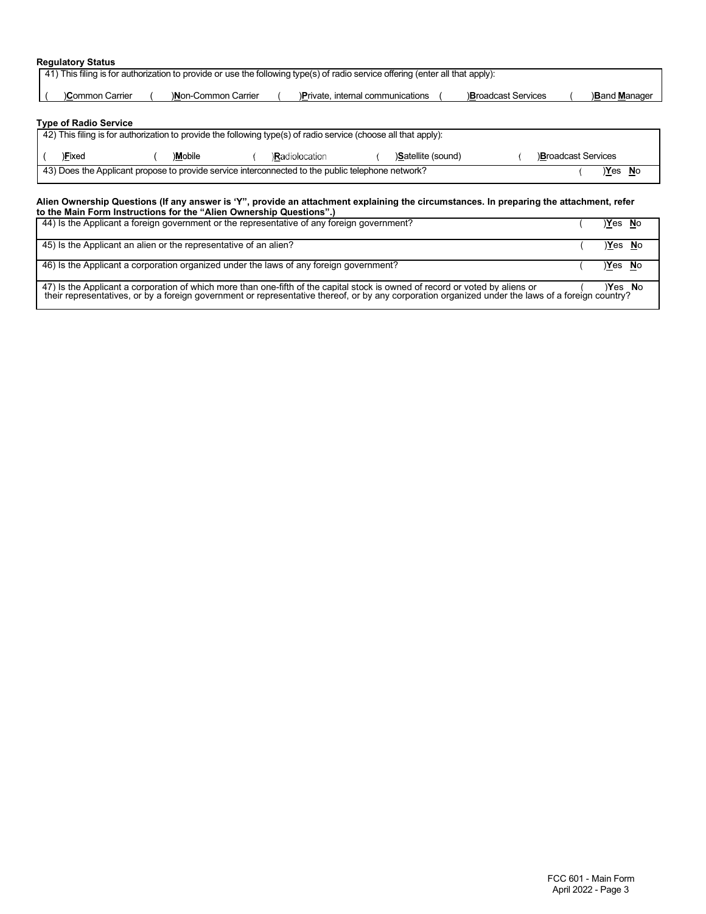**Regulatory Status**

| 41) This filing is for authorization to provide or use the following type(s) of radio service offering (enter all that apply): | | | | |
|---|---|---|---|---|
| (  )**C**ommon Carrier | (  )**N**on-Common Carrier | (  )**P**rivate, internal communications | (  )**B**roadcast Services | (  )**B**and **M**anager |

**Type of Radio Service**

| 42) This filing is for authorization to provide the following type(s) of radio service (choose all that apply): | | | | |
|---|---|---|---|---|
| (  )**F**ixed | (  )**M**obile | (  )**R**adiolocation | (  )**S**atellite (sound) | (  )**B**roadcast Services |
| 43) Does the Applicant propose to provide service interconnected to the public telephone network? | | | | (  )**Y**es **N**o |

**Alien Ownership Questions (If any answer is 'Y", provide an attachment explaining the circumstances. In preparing the attachment, refer to the Main Form Instructions for the "Alien Ownership Questions".)**

| Question | Answer |
|---|---|
| 44) Is the Applicant a foreign government or the representative of any foreign government? | (  )**Y**es **N**o |
| 45) Is the Applicant an alien or the representative of an alien? | (  )**Y**es **N**o |
| 46) Is the Applicant a corporation organized under the laws of any foreign government? | (  )**Y**es **N**o |
| 47) Is the Applicant a corporation of which more than one-fifth of the capital stock is owned of record or voted by aliens or their representatives, or by a foreign government or representative thereof, or by any corporation organized under the laws of a foreign country? | (  )**Y**es **N**o |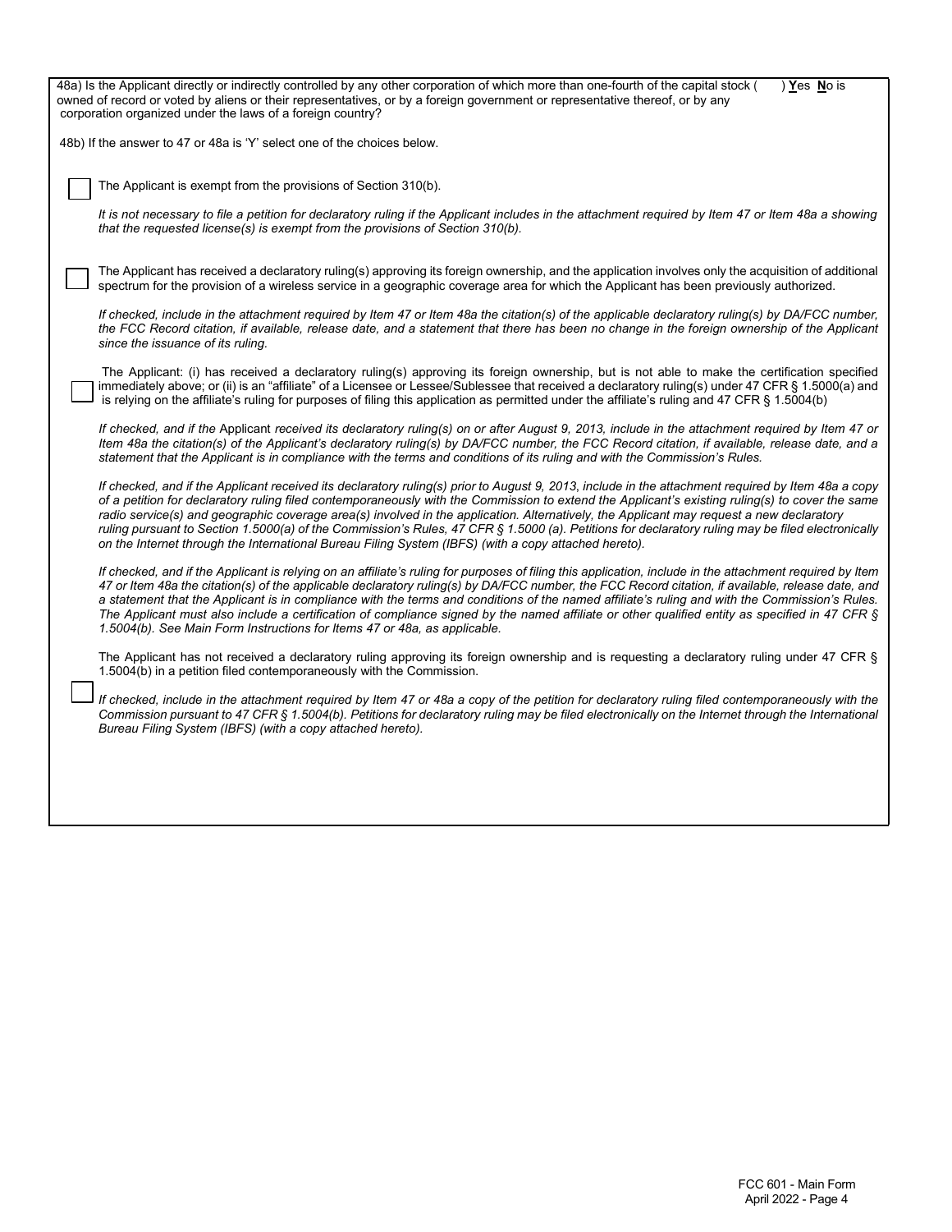48a) Is the Applicant directly or indirectly controlled by any other corporation of which more than one-fourth of the capital stock is owned of record or voted by aliens or their representatives, or by a foreign government or representative thereof, or by any corporation organized under the laws of a foreign country? (   ) **Y**es **N**o

48b) If the answer to 47 or 48a is 'Y' select one of the choices below.

☐ The Applicant is exempt from the provisions of Section 310(b).

*It is not necessary to file a petition for declaratory ruling if the Applicant includes in the attachment required by Item 47 or Item 48a a showing that the requested license(s) is exempt from the provisions of Section 310(b).*

☐ The Applicant has received a declaratory ruling(s) approving its foreign ownership, and the application involves only the acquisition of additional spectrum for the provision of a wireless service in a geographic coverage area for which the Applicant has been previously authorized.

*If checked, include in the attachment required by Item 47 or Item 48a the citation(s) of the applicable declaratory ruling(s) by DA/FCC number, the FCC Record citation, if available, release date, and a statement that there has been no change in the foreign ownership of the Applicant since the issuance of its ruling.*

☐ The Applicant: (i) has received a declaratory ruling(s) approving its foreign ownership, but is not able to make the certification specified immediately above; or (ii) is an "affiliate" of a Licensee or Lessee/Sublessee that received a declaratory ruling(s) under 47 CFR § 1.5000(a) and is relying on the affiliate's ruling for purposes of filing this application as permitted under the affiliate's ruling and 47 CFR § 1.5004(b)

*If checked, and if the* Applicant *received its declaratory ruling(s) on or after August 9, 2013, include in the attachment required by Item 47 or Item 48a the citation(s) of the Applicant's declaratory ruling(s) by DA/FCC number, the FCC Record citation, if available, release date, and a statement that the Applicant is in compliance with the terms and conditions of its ruling and with the Commission's Rules.*

*If checked, and if the Applicant received its declaratory ruling(s) prior to August 9, 2013, include in the attachment required by Item 48a a copy of a petition for declaratory ruling filed contemporaneously with the Commission to extend the Applicant's existing ruling(s) to cover the same radio service(s) and geographic coverage area(s) involved in the application. Alternatively, the Applicant may request a new declaratory ruling pursuant to Section 1.5000(a) of the Commission's Rules, 47 CFR § 1.5000 (a). Petitions for declaratory ruling may be filed electronically on the Internet through the International Bureau Filing System (IBFS) (with a copy attached hereto).*

*If checked, and if the Applicant is relying on an affiliate's ruling for purposes of filing this application, include in the attachment required by Item 47 or Item 48a the citation(s) of the applicable declaratory ruling(s) by DA/FCC number, the FCC Record citation, if available, release date, and a statement that the Applicant is in compliance with the terms and conditions of the named affiliate's ruling and with the Commission's Rules. The Applicant must also include a certification of compliance signed by the named affiliate or other qualified entity as specified in 47 CFR § 1.5004(b). See Main Form Instructions for Items 47 or 48a, as applicable.*

☐ The Applicant has not received a declaratory ruling approving its foreign ownership and is requesting a declaratory ruling under 47 CFR § 1.5004(b) in a petition filed contemporaneously with the Commission.

*If checked, include in the attachment required by Item 47 or 48a a copy of the petition for declaratory ruling filed contemporaneously with the Commission pursuant to 47 CFR § 1.5004(b). Petitions for declaratory ruling may be filed electronically on the Internet through the International Bureau Filing System (IBFS) (with a copy attached hereto).*

FCC 601 - Main Form
April 2022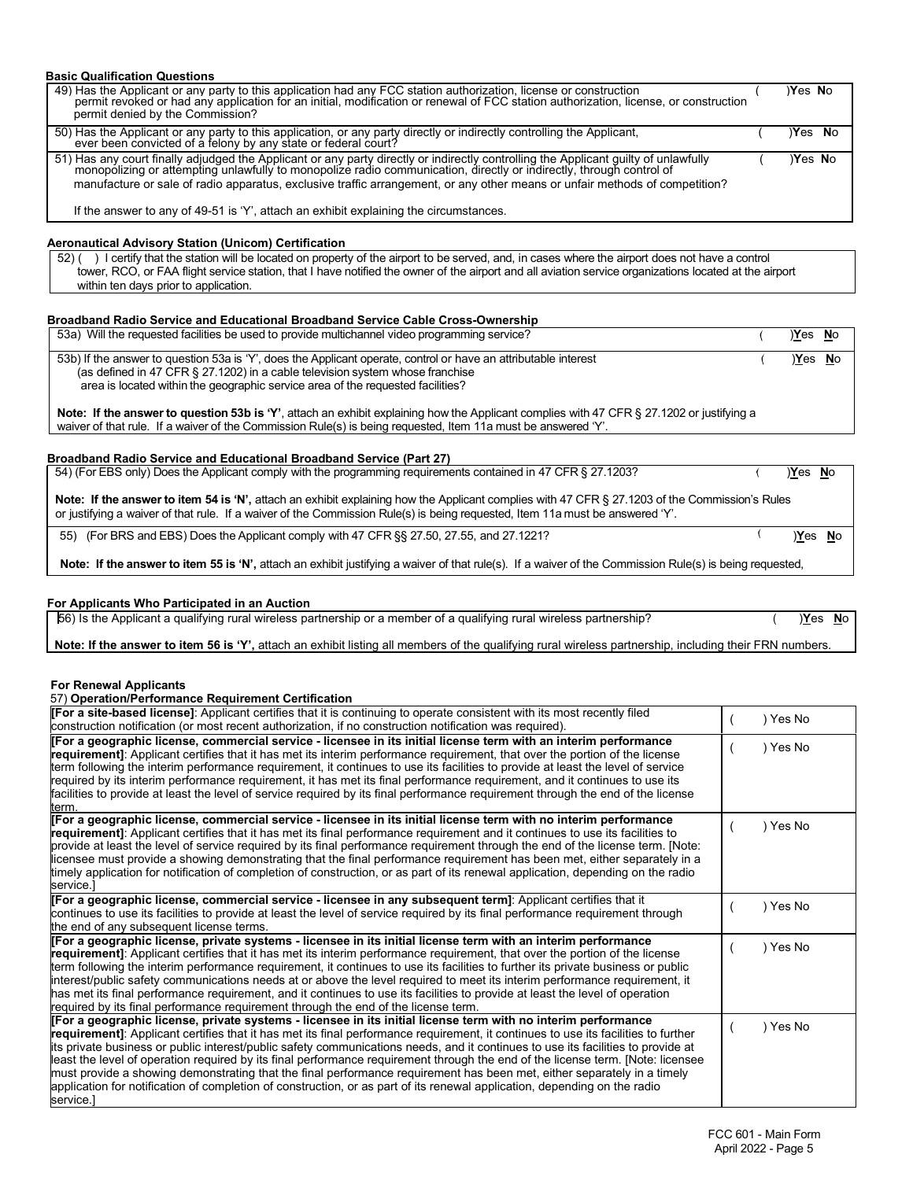**Basic Qualification Questions**

| | |
|---|---|
| 49) Has the Applicant or any party to this application had any FCC station authorization, license or construction permit revoked or had any application for an initial, modification or renewal of FCC station authorization, license, or construction permit denied by the Commission? | ( )Yes No |
| 50) Has the Applicant or any party to this application, or any party directly or indirectly controlling the Applicant, ever been convicted of a felony by any state or federal court? | ( )Yes No |
| 51) Has any court finally adjudged the Applicant or any party directly or indirectly controlling the Applicant guilty of unlawfully monopolizing or attempting unlawfully to monopolize radio communication, directly or indirectly, through control of manufacture or sale of radio apparatus, exclusive traffic arrangement, or any other means or unfair methods of competition?<br><br>If the answer to any of 49-51 is 'Y', attach an exhibit explaining the circumstances. | ( )Yes No |

**Aeronautical Advisory Station (Unicom) Certification**

52) ( ) I certify that the station will be located on property of the airport to be served, and, in cases where the airport does not have a control tower, RCO, or FAA flight service station, that I have notified the owner of the airport and all aviation service organizations located at the airport within ten days prior to application.

**Broadband Radio Service and Educational Broadband Service Cable Cross-Ownership**

| | |
|---|---|
| 53a) Will the requested facilities be used to provide multichannel video programming service? | ( )Yes No |
| 53b) If the answer to question 53a is 'Y', does the Applicant operate, control or have an attributable interest (as defined in 47 CFR § 27.1202) in a cable television system whose franchise area is located within the geographic service area of the requested facilities?<br><br>**Note: If the answer to question 53b is 'Y'**, attach an exhibit explaining how the Applicant complies with 47 CFR § 27.1202 or justifying a waiver of that rule. If a waiver of the Commission Rule(s) is being requested, Item 11a must be answered 'Y'. | ( )Yes No |

**Broadband Radio Service and Educational Broadband Service (Part 27)**

| | |
|---|---|
| 54) (For EBS only) Does the Applicant comply with the programming requirements contained in 47 CFR § 27.1203?<br><br>**Note: If the answer to item 54 is 'N',** attach an exhibit explaining how the Applicant complies with 47 CFR § 27.1203 of the Commission's Rules or justifying a waiver of that rule. If a waiver of the Commission Rule(s) is being requested, Item 11a must be answered 'Y'. | ( )Yes No |
| 55) (For BRS and EBS) Does the Applicant comply with 47 CFR §§ 27.50, 27.55, and 27.1221?<br><br>**Note: If the answer to item 55 is 'N',** attach an exhibit justifying a waiver of that rule(s). If a waiver of the Commission Rule(s) is being requested, | ( )Yes No |

**For Applicants Who Participated in an Auction**

| | |
|---|---|
| 56) Is the Applicant a qualifying rural wireless partnership or a member of a qualifying rural wireless partnership?<br><br>**Note: If the answer to item 56 is 'Y',** attach an exhibit listing all members of the qualifying rural wireless partnership, including their FRN numbers. | ( )Yes No |

**For Renewal Applicants**

57) **Operation/Performance Requirement Certification**

| | |
|---|---|
| **[For a site-based license]**: Applicant certifies that it is continuing to operate consistent with its most recently filed construction notification (or most recent authorization, if no construction notification was required). | ( ) Yes No |
| **[For a geographic license, commercial service - licensee in its initial license term with an interim performance requirement]**: Applicant certifies that it has met its interim performance requirement, that over the portion of the license term following the interim performance requirement, it continues to use its facilities to provide at least the level of service required by its interim performance requirement, it has met its final performance requirement, and it continues to use its facilities to provide at least the level of service required by its final performance requirement through the end of the license term. | ( ) Yes No |
| **[For a geographic license, commercial service - licensee in its initial license term with no interim performance requirement]**: Applicant certifies that it has met its final performance requirement and it continues to use its facilities to provide at least the level of service required by its final performance requirement through the end of the license term. [Note: licensee must provide a showing demonstrating that the final performance requirement has been met, either separately in a timely application for notification of completion of construction, or as part of its renewal application, depending on the radio service.] | ( ) Yes No |
| **[For a geographic license, commercial service - licensee in any subsequent term]**: Applicant certifies that it continues to use its facilities to provide at least the level of service required by its final performance requirement through the end of any subsequent license terms. | ( ) Yes No |
| **[For a geographic license, private systems - licensee in its initial license term with an interim performance requirement]**: Applicant certifies that it has met its interim performance requirement, that over the portion of the license term following the interim performance requirement, it continues to use its facilities to further its private business or public interest/public safety communications needs at or above the level required to meet its interim performance requirement, it has met its final performance requirement, and it continues to use its facilities to provide at least the level of operation required by its final performance requirement through the end of the license term. | ( ) Yes No |
| **[For a geographic license, private systems - licensee in its initial license term with no interim performance requirement]**: Applicant certifies that it has met its final performance requirement, it continues to use its facilities to further its private business or public interest/public safety communications needs, and it continues to use its facilities to provide at least the level of operation required by its final performance requirement through the end of the license term. [Note: licensee must provide a showing demonstrating that the final performance requirement has been met, either separately in a timely application for notification of completion of construction, or as part of its renewal application, depending on the radio service.] | ( ) Yes No |

FCC 601 - Main Form
April 2022 - Page 5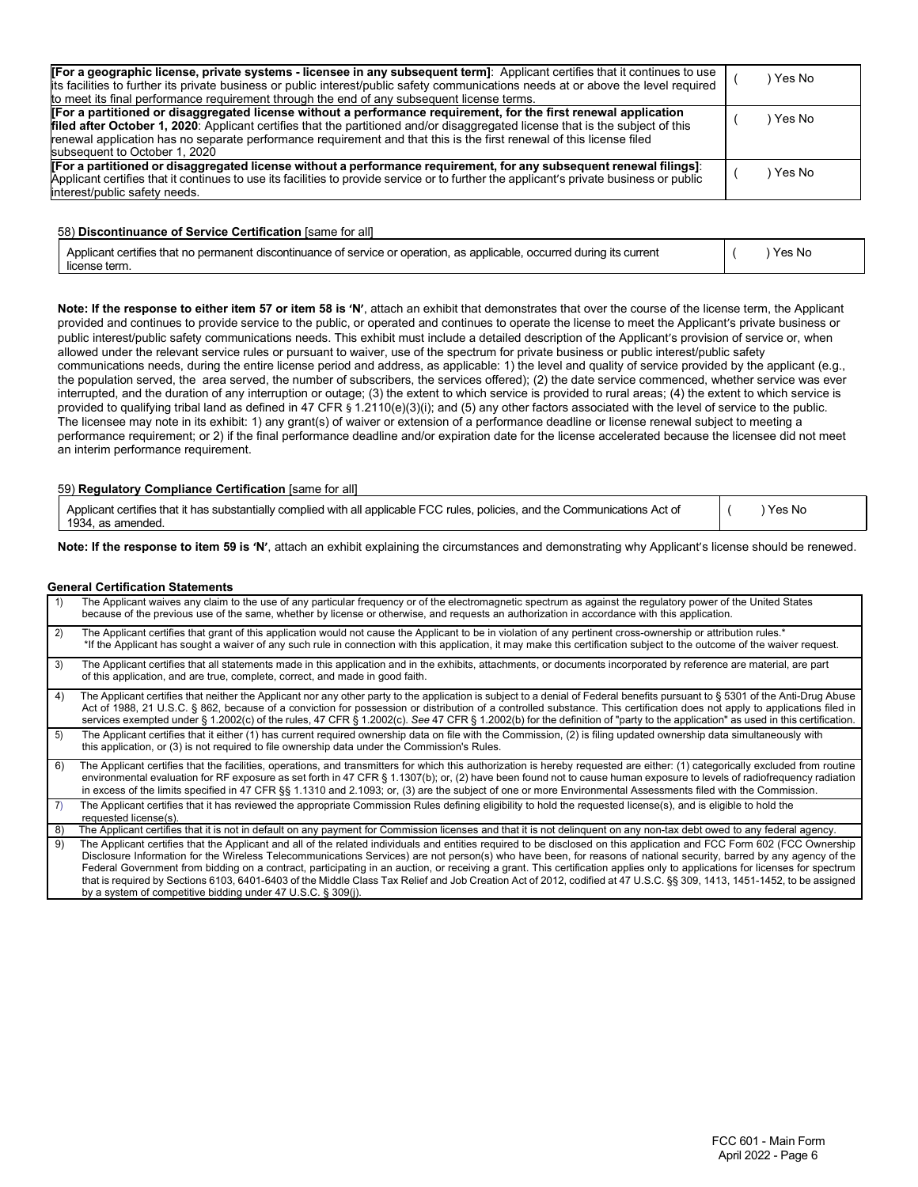| | |
|---|---|
| **[For a geographic license, private systems - licensee in any subsequent term]**: Applicant certifies that it continues to use its facilities to further its private business or public interest/public safety communications needs at or above the level required to meet its final performance requirement through the end of any subsequent license terms. | (   ) Yes No |
| **[For a partitioned or disaggregated license without a performance requirement, for the first renewal application filed after October 1, 2020**: Applicant certifies that the partitioned and/or disaggregated license that is the subject of this renewal application has no separate performance requirement and that this is the first renewal of this license filed subsequent to October 1, 2020 | (   ) Yes No |
| **[For a partitioned or disaggregated license without a performance requirement, for any subsequent renewal filings]**: Applicant certifies that it continues to use its facilities to provide service or to further the applicant's private business or public interest/public safety needs. | (   ) Yes No |

58) **Discontinuance of Service Certification** [same for all]

| | |
|---|---|
| Applicant certifies that no permanent discontinuance of service or operation, as applicable, occurred during its current license term. | (   ) Yes No |

**Note: If the response to either item 57 or item 58 is 'N'**, attach an exhibit that demonstrates that over the course of the license term, the Applicant provided and continues to provide service to the public, or operated and continues to operate the license to meet the Applicant's private business or public interest/public safety communications needs. This exhibit must include a detailed description of the Applicant's provision of service or, when allowed under the relevant service rules or pursuant to waiver, use of the spectrum for private business or public interest/public safety communications needs, during the entire license period and address, as applicable: 1) the level and quality of service provided by the applicant (e.g., the population served, the area served, the number of subscribers, the services offered); (2) the date service commenced, whether service was ever interrupted, and the duration of any interruption or outage; (3) the extent to which service is provided to rural areas; (4) the extent to which service is provided to qualifying tribal land as defined in 47 CFR § 1.2110(e)(3)(i); and (5) any other factors associated with the level of service to the public. The licensee may note in its exhibit: 1) any grant(s) of waiver or extension of a performance deadline or license renewal subject to meeting a performance requirement; or 2) if the final performance deadline and/or expiration date for the license accelerated because the licensee did not meet an interim performance requirement.

59) **Regulatory Compliance Certification** [same for all]

| | |
|---|---|
| Applicant certifies that it has substantially complied with all applicable FCC rules, policies, and the Communications Act of 1934, as amended. | (   ) Yes No |

**Note: If the response to item 59 is 'N'**, attach an exhibit explaining the circumstances and demonstrating why Applicant's license should be renewed.

**General Certification Statements**

| | |
|---|---|
| 1) | The Applicant waives any claim to the use of any particular frequency or of the electromagnetic spectrum as against the regulatory power of the United States because of the previous use of the same, whether by license or otherwise, and requests an authorization in accordance with this application. |
| 2) | The Applicant certifies that grant of this application would not cause the Applicant to be in violation of any pertinent cross-ownership or attribution rules.* *If the Applicant has sought a waiver of any such rule in connection with this application, it may make this certification subject to the outcome of the waiver request. |
| 3) | The Applicant certifies that all statements made in this application and in the exhibits, attachments, or documents incorporated by reference are material, are part of this application, and are true, complete, correct, and made in good faith. |
| 4) | The Applicant certifies that neither the Applicant nor any other party to the application is subject to a denial of Federal benefits pursuant to § 5301 of the Anti-Drug Abuse Act of 1988, 21 U.S.C. § 862, because of a conviction for possession or distribution of a controlled substance. This certification does not apply to applications filed in services exempted under § 1.2002(c) of the rules, 47 CFR § 1.2002(c). *See* 47 CFR § 1.2002(b) for the definition of "party to the application" as used in this certification. |
| 5) | The Applicant certifies that it either (1) has current required ownership data on file with the Commission, (2) is filing updated ownership data simultaneously with this application, or (3) is not required to file ownership data under the Commission's Rules. |
| 6) | The Applicant certifies that the facilities, operations, and transmitters for which this authorization is hereby requested are either: (1) categorically excluded from routine environmental evaluation for RF exposure as set forth in 47 CFR § 1.1307(b); or, (2) have been found not to cause human exposure to levels of radiofrequency radiation in excess of the limits specified in 47 CFR §§ 1.1310 and 2.1093; or, (3) are the subject of one or more Environmental Assessments filed with the Commission. |
| 7) | The Applicant certifies that it has reviewed the appropriate Commission Rules defining eligibility to hold the requested license(s), and is eligible to hold the requested license(s). |
| 8) | The Applicant certifies that it is not in default on any payment for Commission licenses and that it is not delinquent on any non-tax debt owed to any federal agency. |
| 9) | The Applicant certifies that the Applicant and all of the related individuals and entities required to be disclosed on this application and FCC Form 602 (FCC Ownership Disclosure Information for the Wireless Telecommunications Services) are not person(s) who have been, for reasons of national security, barred by any agency of the Federal Government from bidding on a contract, participating in an auction, or receiving a grant. This certification applies only to applications for licenses for spectrum that is required by Sections 6103, 6401-6403 of the Middle Class Tax Relief and Job Creation Act of 2012, codified at 47 U.S.C. §§ 309, 1413, 1451-1452, to be assigned by a system of competitive bidding under 47 U.S.C. § 309(j). |

FCC 601 - Main Form
April 2022 - Page 6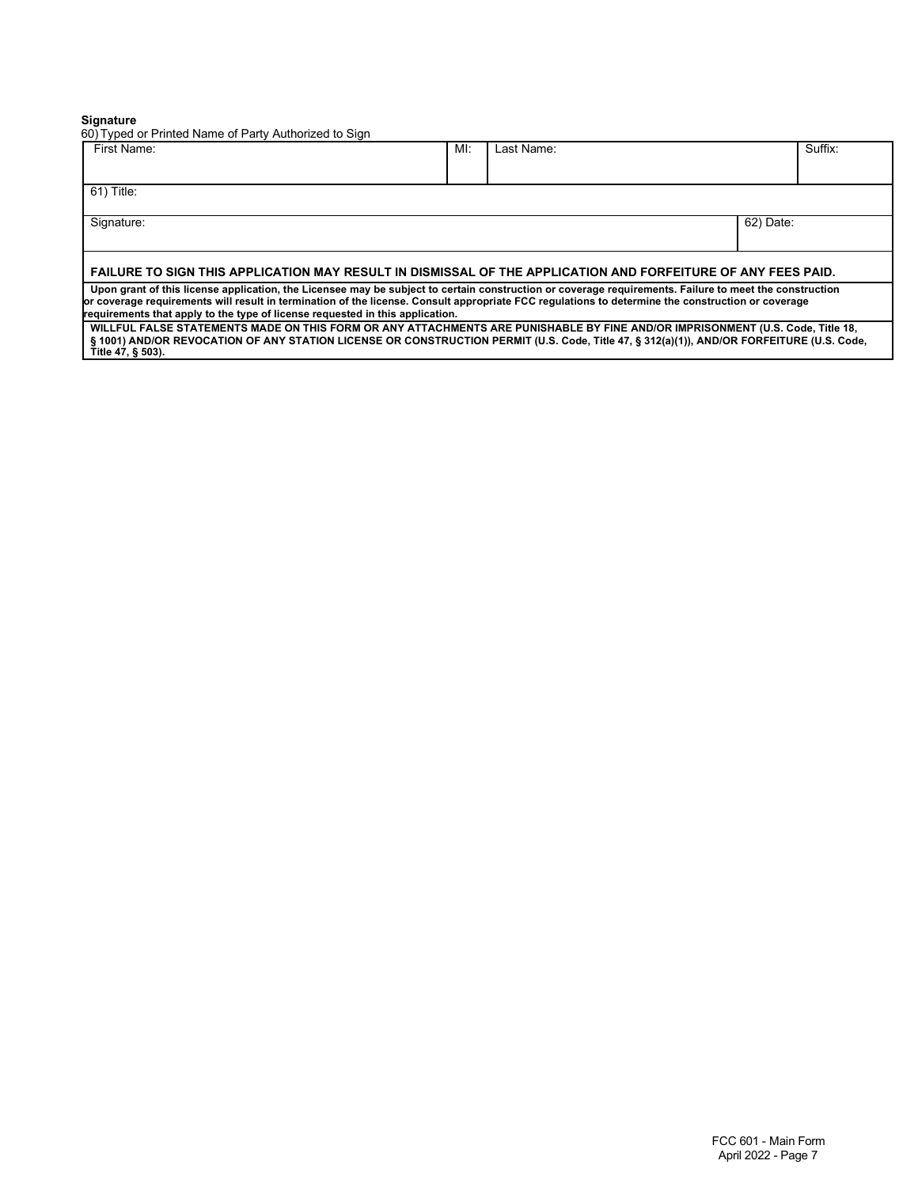**Signature**

60) Typed or Printed Name of Party Authorized to Sign

| | | | |
|---|---|---|---|
| First Name: | MI: | Last Name: | Suffix: |
| 61) Title: | | | |
| Signature: | | | 62) Date: |

**FAILURE TO SIGN THIS APPLICATION MAY RESULT IN DISMISSAL OF THE APPLICATION AND FORFEITURE OF ANY FEES PAID.**

**Upon grant of this license application, the Licensee may be subject to certain construction or coverage requirements. Failure to meet the construction or coverage requirements will result in termination of the license. Consult appropriate FCC regulations to determine the construction or coverage requirements that apply to the type of license requested in this application.**

**WILLFUL FALSE STATEMENTS MADE ON THIS FORM OR ANY ATTACHMENTS ARE PUNISHABLE BY FINE AND/OR IMPRISONMENT (U.S. Code, Title 18, § 1001) AND/OR REVOCATION OF ANY STATION LICENSE OR CONSTRUCTION PERMIT (U.S. Code, Title 47, § 312(a)(1)), AND/OR FORFEITURE (U.S. Code, Title 47, § 503).**